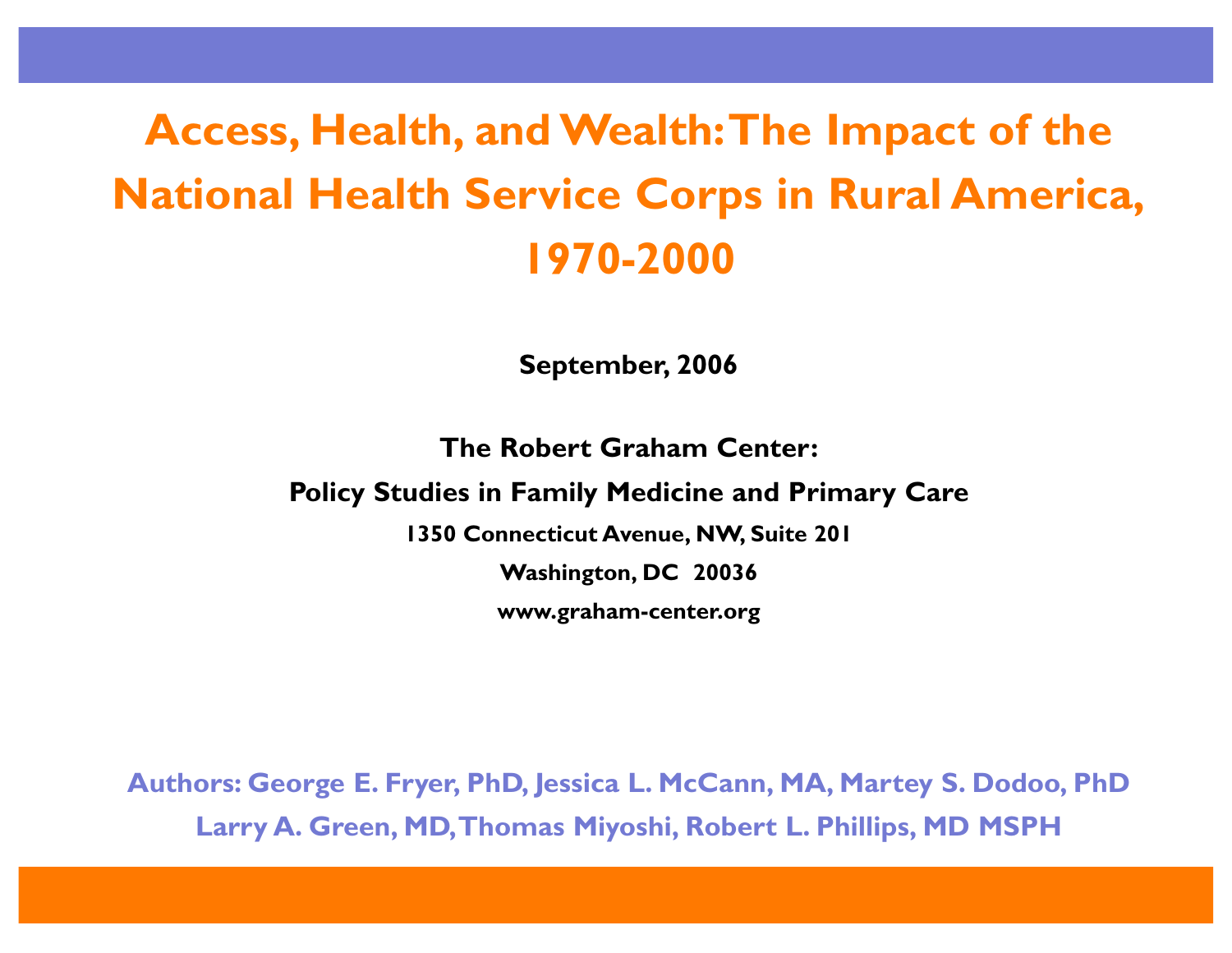# Access, Health, and Wealth: The Impact of the National Health Service Corps in Rural America, 1970-2000

**September, 2006**

**The Robert Graham Center:**

**Policy Studies in Family Medicine and Primary Care**

**1350 Connecticut Avenue, NW, Suite 201**

**Washington, DC 20036**

**www.graham-center.org**

**Authors: George E. Fryer, PhD, Jessica L. McCann, MA, Martey S. Dodoo, PhD**
**Larry A. Green, MD, Thomas Miyoshi, Robert L. Phillips, MD MSPH**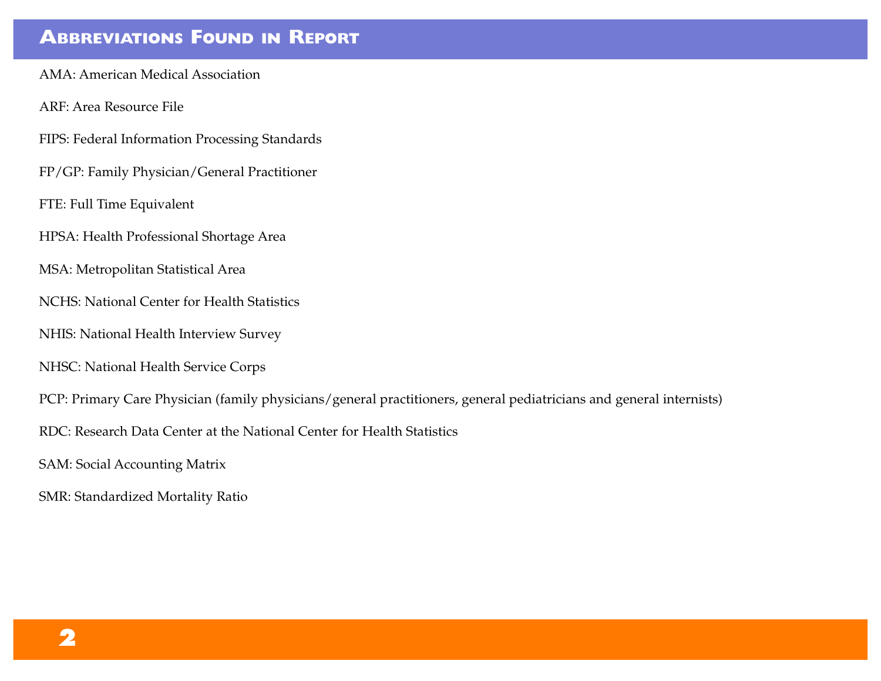## Abbreviations Found in Report

AMA: American Medical Association

ARF: Area Resource File

FIPS: Federal Information Processing Standards

FP/GP: Family Physician/General Practitioner

FTE: Full Time Equivalent

HPSA: Health Professional Shortage Area

MSA: Metropolitan Statistical Area

NCHS: National Center for Health Statistics

NHIS: National Health Interview Survey

NHSC: National Health Service Corps

PCP: Primary Care Physician (family physicians/general practitioners, general pediatricians and general internists)

RDC: Research Data Center at the National Center for Health Statistics

SAM: Social Accounting Matrix

SMR: Standardized Mortality Ratio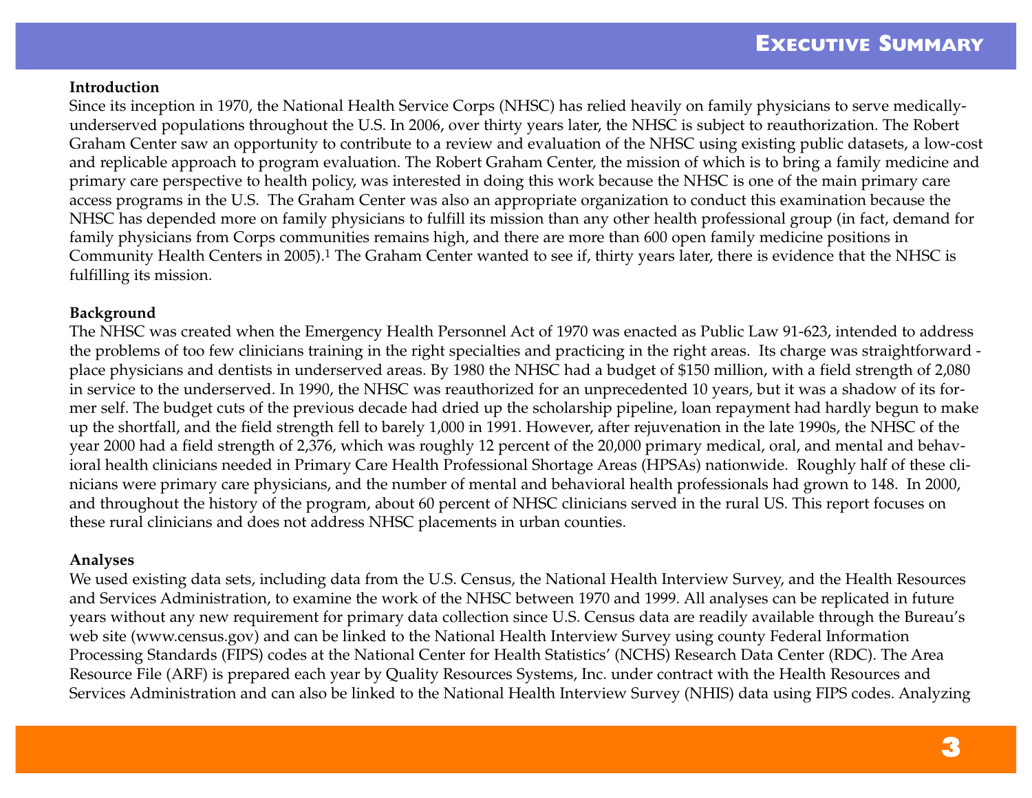# Executive Summary

**Introduction**

Since its inception in 1970, the National Health Service Corps (NHSC) has relied heavily on family physicians to serve medically-underserved populations throughout the U.S. In 2006, over thirty years later, the NHSC is subject to reauthorization. The Robert Graham Center saw an opportunity to contribute to a review and evaluation of the NHSC using existing public datasets, a low-cost and replicable approach to program evaluation. The Robert Graham Center, the mission of which is to bring a family medicine and primary care perspective to health policy, was interested in doing this work because the NHSC is one of the main primary care access programs in the U.S. The Graham Center was also an appropriate organization to conduct this examination because the NHSC has depended more on family physicians to fulfill its mission than any other health professional group (in fact, demand for family physicians from Corps communities remains high, and there are more than 600 open family medicine positions in Community Health Centers in 2005).[1] The Graham Center wanted to see if, thirty years later, there is evidence that the NHSC is fulfilling its mission.

**Background**

The NHSC was created when the Emergency Health Personnel Act of 1970 was enacted as Public Law 91-623, intended to address the problems of too few clinicians training in the right specialties and practicing in the right areas. Its charge was straightforward - place physicians and dentists in underserved areas. By 1980 the NHSC had a budget of $150 million, with a field strength of 2,080 in service to the underserved. In 1990, the NHSC was reauthorized for an unprecedented 10 years, but it was a shadow of its former self. The budget cuts of the previous decade had dried up the scholarship pipeline, loan repayment had hardly begun to make up the shortfall, and the field strength fell to barely 1,000 in 1991. However, after rejuvenation in the late 1990s, the NHSC of the year 2000 had a field strength of 2,376, which was roughly 12 percent of the 20,000 primary medical, oral, and mental and behavioral health clinicians needed in Primary Care Health Professional Shortage Areas (HPSAs) nationwide. Roughly half of these clinicians were primary care physicians, and the number of mental and behavioral health professionals had grown to 148. In 2000, and throughout the history of the program, about 60 percent of NHSC clinicians served in the rural US. This report focuses on these rural clinicians and does not address NHSC placements in urban counties.

**Analyses**

We used existing data sets, including data from the U.S. Census, the National Health Interview Survey, and the Health Resources and Services Administration, to examine the work of the NHSC between 1970 and 1999. All analyses can be replicated in future years without any new requirement for primary data collection since U.S. Census data are readily available through the Bureau's web site (www.census.gov) and can be linked to the National Health Interview Survey using county Federal Information Processing Standards (FIPS) codes at the National Center for Health Statistics' (NCHS) Research Data Center (RDC). The Area Resource File (ARF) is prepared each year by Quality Resources Systems, Inc. under contract with the Health Resources and Services Administration and can also be linked to the National Health Interview Survey (NHIS) data using FIPS codes. Analyzing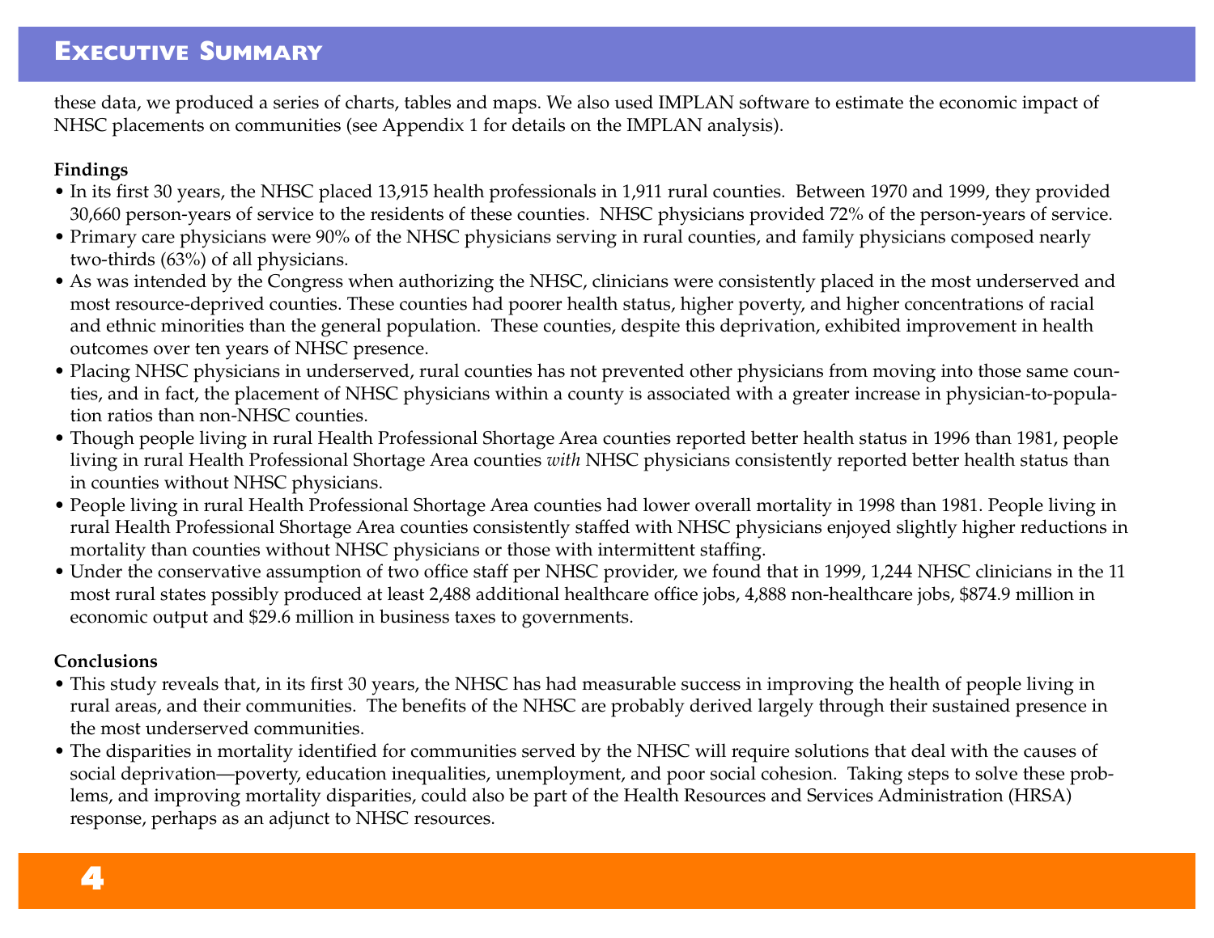these data, we produced a series of charts, tables and maps. We also used IMPLAN software to estimate the economic impact of NHSC placements on communities (see Appendix 1 for details on the IMPLAN analysis).

**Findings**

- In its first 30 years, the NHSC placed 13,915 health professionals in 1,911 rural counties. Between 1970 and 1999, they provided 30,660 person-years of service to the residents of these counties. NHSC physicians provided 72% of the person-years of service.
- Primary care physicians were 90% of the NHSC physicians serving in rural counties, and family physicians composed nearly two-thirds (63%) of all physicians.
- As was intended by the Congress when authorizing the NHSC, clinicians were consistently placed in the most underserved and most resource-deprived counties. These counties had poorer health status, higher poverty, and higher concentrations of racial and ethnic minorities than the general population. These counties, despite this deprivation, exhibited improvement in health outcomes over ten years of NHSC presence.
- Placing NHSC physicians in underserved, rural counties has not prevented other physicians from moving into those same counties, and in fact, the placement of NHSC physicians within a county is associated with a greater increase in physician-to-population ratios than non-NHSC counties.
- Though people living in rural Health Professional Shortage Area counties reported better health status in 1996 than 1981, people living in rural Health Professional Shortage Area counties *with* NHSC physicians consistently reported better health status than in counties without NHSC physicians.
- People living in rural Health Professional Shortage Area counties had lower overall mortality in 1998 than 1981. People living in rural Health Professional Shortage Area counties consistently staffed with NHSC physicians enjoyed slightly higher reductions in mortality than counties without NHSC physicians or those with intermittent staffing.
- Under the conservative assumption of two office staff per NHSC provider, we found that in 1999, 1,244 NHSC clinicians in the 11 most rural states possibly produced at least 2,488 additional healthcare office jobs, 4,888 non-healthcare jobs, $874.9 million in economic output and $29.6 million in business taxes to governments.

**Conclusions**

- This study reveals that, in its first 30 years, the NHSC has had measurable success in improving the health of people living in rural areas, and their communities. The benefits of the NHSC are probably derived largely through their sustained presence in the most underserved communities.
- The disparities in mortality identified for communities served by the NHSC will require solutions that deal with the causes of social deprivation—poverty, education inequalities, unemployment, and poor social cohesion. Taking steps to solve these problems, and improving mortality disparities, could also be part of the Health Resources and Services Administration (HRSA) response, perhaps as an adjunct to NHSC resources.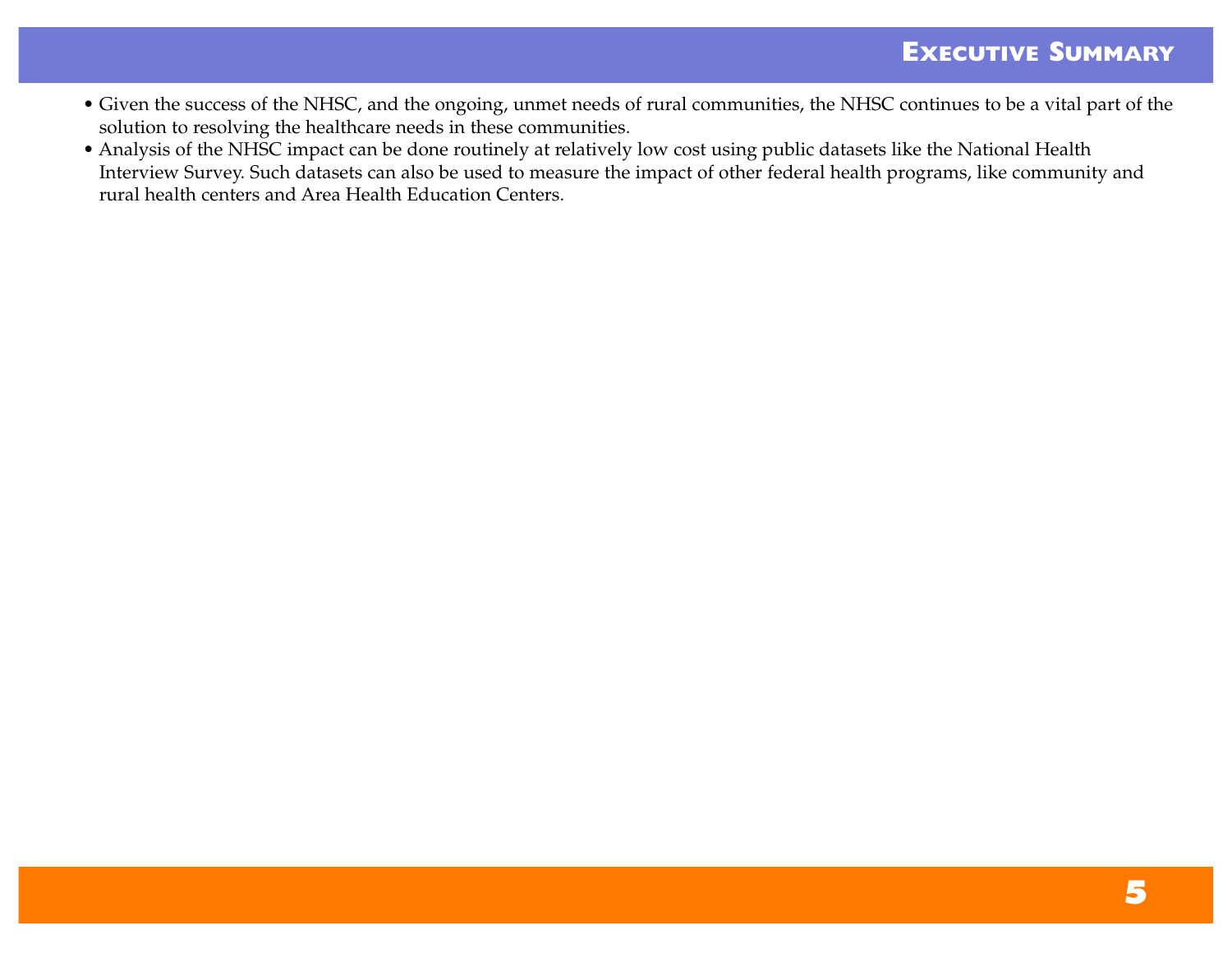- Given the success of the NHSC, and the ongoing, unmet needs of rural communities, the NHSC continues to be a vital part of the solution to resolving the healthcare needs in these communities.
- Analysis of the NHSC impact can be done routinely at relatively low cost using public datasets like the National Health Interview Survey. Such datasets can also be used to measure the impact of other federal health programs, like community and rural health centers and Area Health Education Centers.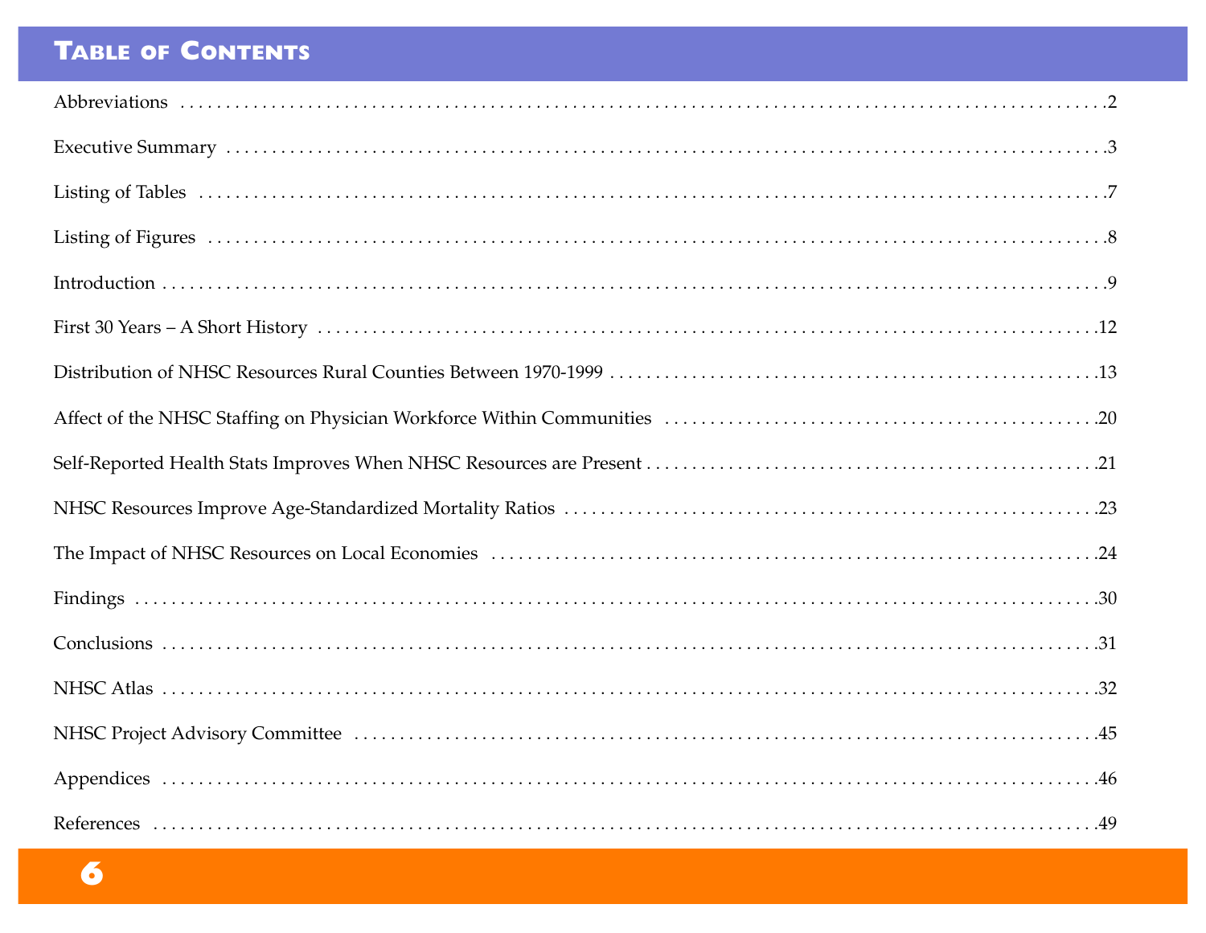# Table of Contents

| Section | Page |
| --- | --- |
| Abbreviations | 2 |
| Executive Summary | 3 |
| Listing of Tables | 7 |
| Listing of Figures | 8 |
| Introduction | 9 |
| First 30 Years – A Short History | 12 |
| Distribution of NHSC Resources Rural Counties Between 1970-1999 | 13 |
| Affect of the NHSC Staffing on Physician Workforce Within Communities | 20 |
| Self-Reported Health Stats Improves When NHSC Resources are Present | 21 |
| NHSC Resources Improve Age-Standardized Mortality Ratios | 23 |
| The Impact of NHSC Resources on Local Economies | 24 |
| Findings | 30 |
| Conclusions | 31 |
| NHSC Atlas | 32 |
| NHSC Project Advisory Committee | 45 |
| Appendices | 46 |
| References | 49 |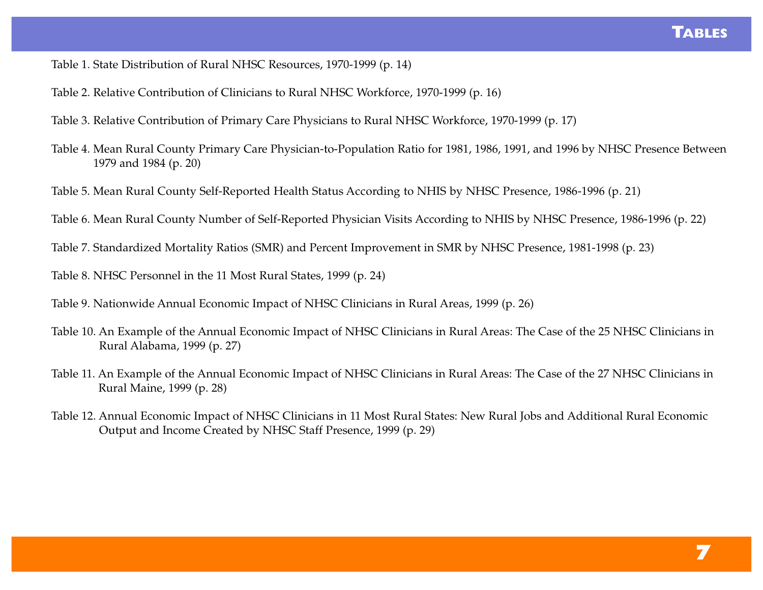# Tables

Table 1. State Distribution of Rural NHSC Resources, 1970-1999 (p. 14)

Table 2. Relative Contribution of Clinicians to Rural NHSC Workforce, 1970-1999 (p. 16)

Table 3. Relative Contribution of Primary Care Physicians to Rural NHSC Workforce, 1970-1999 (p. 17)

Table 4. Mean Rural County Primary Care Physician-to-Population Ratio for 1981, 1986, 1991, and 1996 by NHSC Presence Between 1979 and 1984 (p. 20)

Table 5. Mean Rural County Self-Reported Health Status According to NHIS by NHSC Presence, 1986-1996 (p. 21)

Table 6. Mean Rural County Number of Self-Reported Physician Visits According to NHIS by NHSC Presence, 1986-1996 (p. 22)

Table 7. Standardized Mortality Ratios (SMR) and Percent Improvement in SMR by NHSC Presence, 1981-1998 (p. 23)

Table 8. NHSC Personnel in the 11 Most Rural States, 1999 (p. 24)

Table 9. Nationwide Annual Economic Impact of NHSC Clinicians in Rural Areas, 1999 (p. 26)

Table 10. An Example of the Annual Economic Impact of NHSC Clinicians in Rural Areas: The Case of the 25 NHSC Clinicians in Rural Alabama, 1999 (p. 27)

Table 11. An Example of the Annual Economic Impact of NHSC Clinicians in Rural Areas: The Case of the 27 NHSC Clinicians in Rural Maine, 1999 (p. 28)

Table 12. Annual Economic Impact of NHSC Clinicians in 11 Most Rural States: New Rural Jobs and Additional Rural Economic Output and Income Created by NHSC Staff Presence, 1999 (p. 29)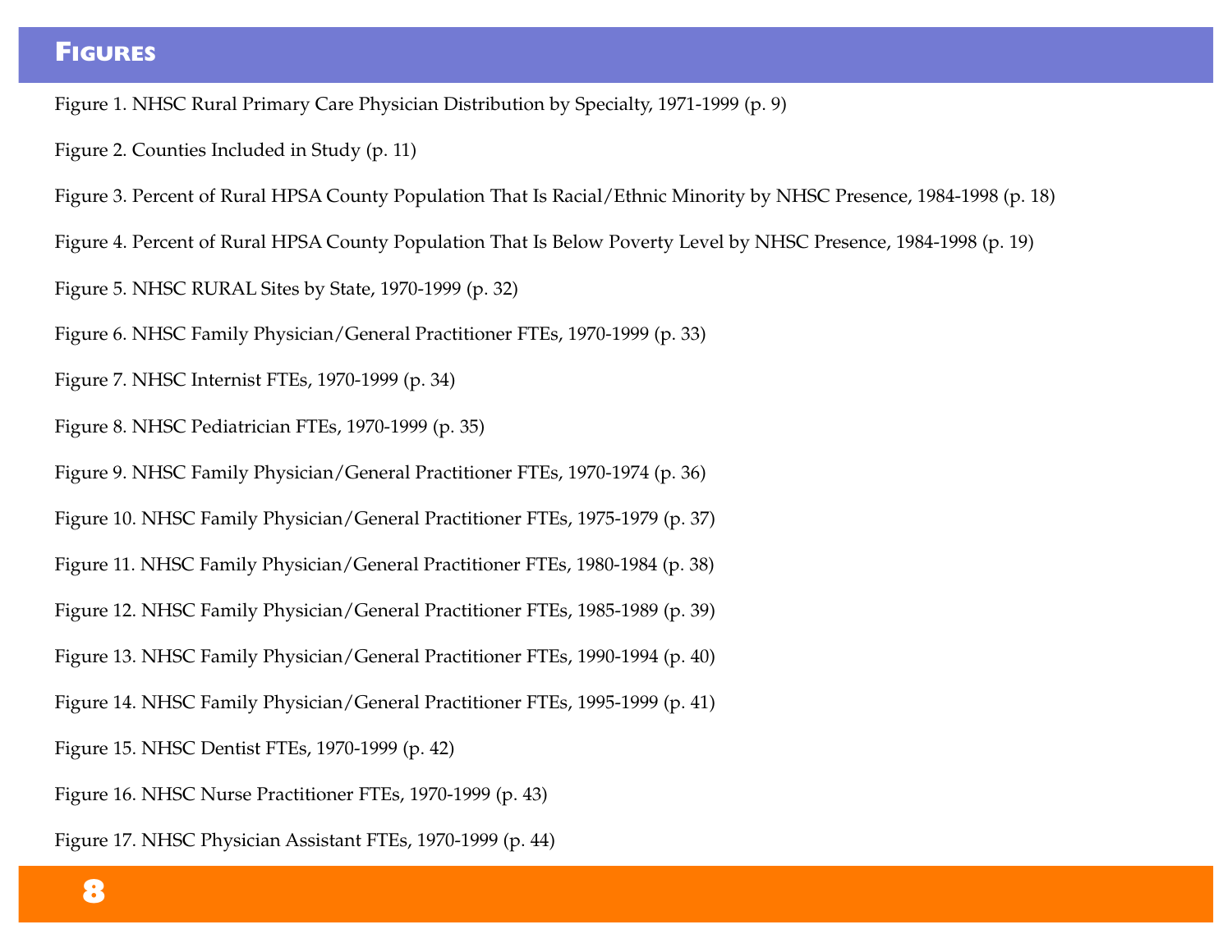## Figures

Figure 1. NHSC Rural Primary Care Physician Distribution by Specialty, 1971-1999 (p. 9)

Figure 2. Counties Included in Study (p. 11)

Figure 3. Percent of Rural HPSA County Population That Is Racial/Ethnic Minority by NHSC Presence, 1984-1998 (p. 18)

Figure 4. Percent of Rural HPSA County Population That Is Below Poverty Level by NHSC Presence, 1984-1998 (p. 19)

Figure 5. NHSC RURAL Sites by State, 1970-1999 (p. 32)

Figure 6. NHSC Family Physician/General Practitioner FTEs, 1970-1999 (p. 33)

Figure 7. NHSC Internist FTEs, 1970-1999 (p. 34)

Figure 8. NHSC Pediatrician FTEs, 1970-1999 (p. 35)

Figure 9. NHSC Family Physician/General Practitioner FTEs, 1970-1974 (p. 36)

Figure 10. NHSC Family Physician/General Practitioner FTEs, 1975-1979 (p. 37)

Figure 11. NHSC Family Physician/General Practitioner FTEs, 1980-1984 (p. 38)

Figure 12. NHSC Family Physician/General Practitioner FTEs, 1985-1989 (p. 39)

Figure 13. NHSC Family Physician/General Practitioner FTEs, 1990-1994 (p. 40)

Figure 14. NHSC Family Physician/General Practitioner FTEs, 1995-1999 (p. 41)

Figure 15. NHSC Dentist FTEs, 1970-1999 (p. 42)

Figure 16. NHSC Nurse Practitioner FTEs, 1970-1999 (p. 43)

Figure 17. NHSC Physician Assistant FTEs, 1970-1999 (p. 44)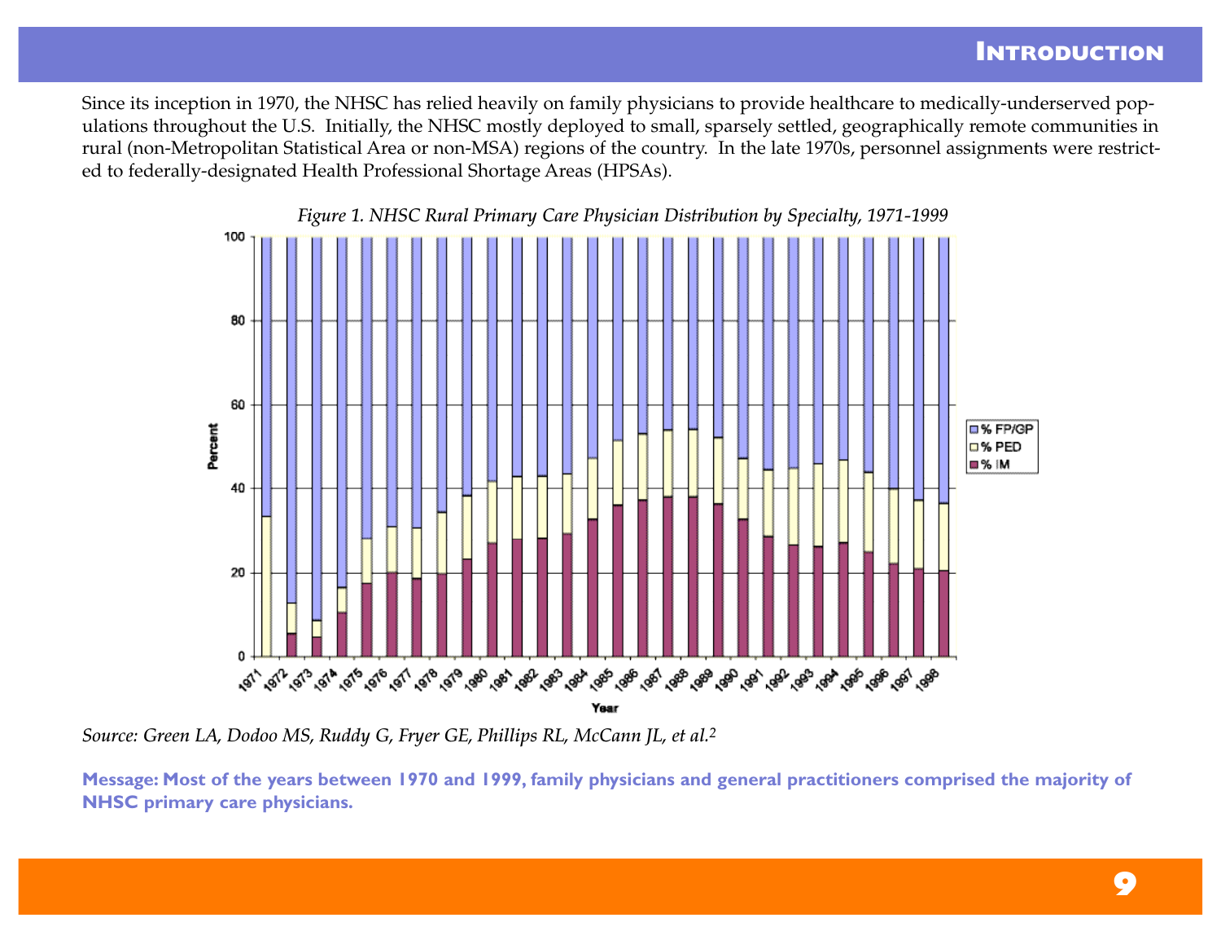Since its inception in 1970, the NHSC has relied heavily on family physicians to provide healthcare to medically-underserved populations throughout the U.S. Initially, the NHSC mostly deployed to small, sparsely settled, geographically remote communities in rural (non-Metropolitan Statistical Area or non-MSA) regions of the country. In the late 1970s, personnel assignments were restricted to federally-designated Health Professional Shortage Areas (HPSAs).

*Figure 1. NHSC Rural Primary Care Physician Distribution by Specialty, 1971-1999*

*Source: Green LA, Dodoo MS, Ruddy G, Fryer GE, Phillips RL, McCann JL, et al.*[2]

**Message: Most of the years between 1970 and 1999, family physicians and general practitioners comprised the majority of NHSC primary care physicians.**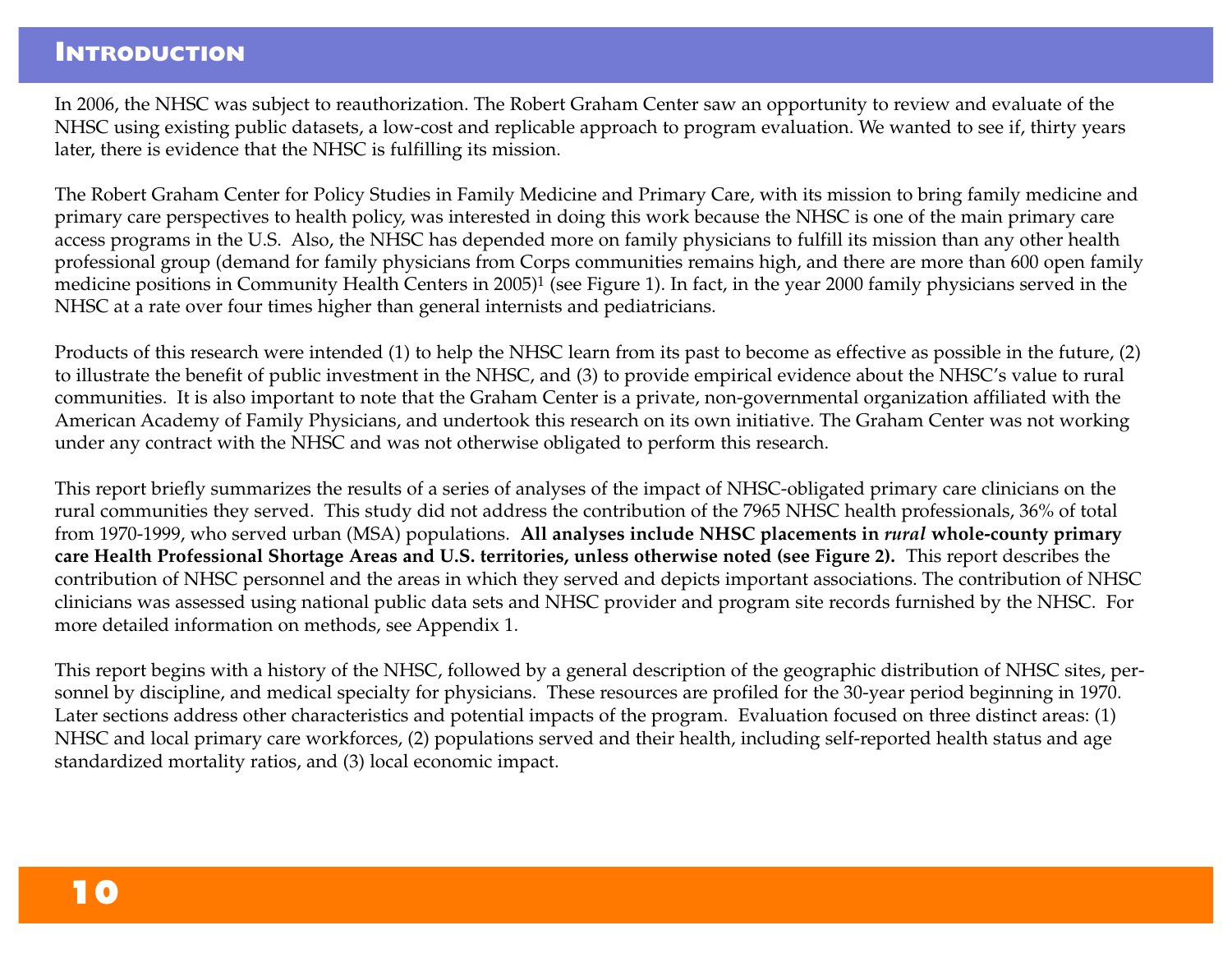# Introduction

In 2006, the NHSC was subject to reauthorization. The Robert Graham Center saw an opportunity to review and evaluate of the NHSC using existing public datasets, a low-cost and replicable approach to program evaluation. We wanted to see if, thirty years later, there is evidence that the NHSC is fulfilling its mission.

The Robert Graham Center for Policy Studies in Family Medicine and Primary Care, with its mission to bring family medicine and primary care perspectives to health policy, was interested in doing this work because the NHSC is one of the main primary care access programs in the U.S. Also, the NHSC has depended more on family physicians to fulfill its mission than any other health professional group (demand for family physicians from Corps communities remains high, and there are more than 600 open family medicine positions in Community Health Centers in 2005)[1] (see Figure 1). In fact, in the year 2000 family physicians served in the NHSC at a rate over four times higher than general internists and pediatricians.

Products of this research were intended (1) to help the NHSC learn from its past to become as effective as possible in the future, (2) to illustrate the benefit of public investment in the NHSC, and (3) to provide empirical evidence about the NHSC's value to rural communities. It is also important to note that the Graham Center is a private, non-governmental organization affiliated with the American Academy of Family Physicians, and undertook this research on its own initiative. The Graham Center was not working under any contract with the NHSC and was not otherwise obligated to perform this research.

This report briefly summarizes the results of a series of analyses of the impact of NHSC-obligated primary care clinicians on the rural communities they served. This study did not address the contribution of the 7965 NHSC health professionals, 36% of total from 1970-1999, who served urban (MSA) populations. **All analyses include NHSC placements in *rural* whole-county primary care Health Professional Shortage Areas and U.S. territories, unless otherwise noted (see Figure 2).** This report describes the contribution of NHSC personnel and the areas in which they served and depicts important associations. The contribution of NHSC clinicians was assessed using national public data sets and NHSC provider and program site records furnished by the NHSC. For more detailed information on methods, see Appendix 1.

This report begins with a history of the NHSC, followed by a general description of the geographic distribution of NHSC sites, personnel by discipline, and medical specialty for physicians. These resources are profiled for the 30-year period beginning in 1970. Later sections address other characteristics and potential impacts of the program. Evaluation focused on three distinct areas: (1) NHSC and local primary care workforces, (2) populations served and their health, including self-reported health status and age standardized mortality ratios, and (3) local economic impact.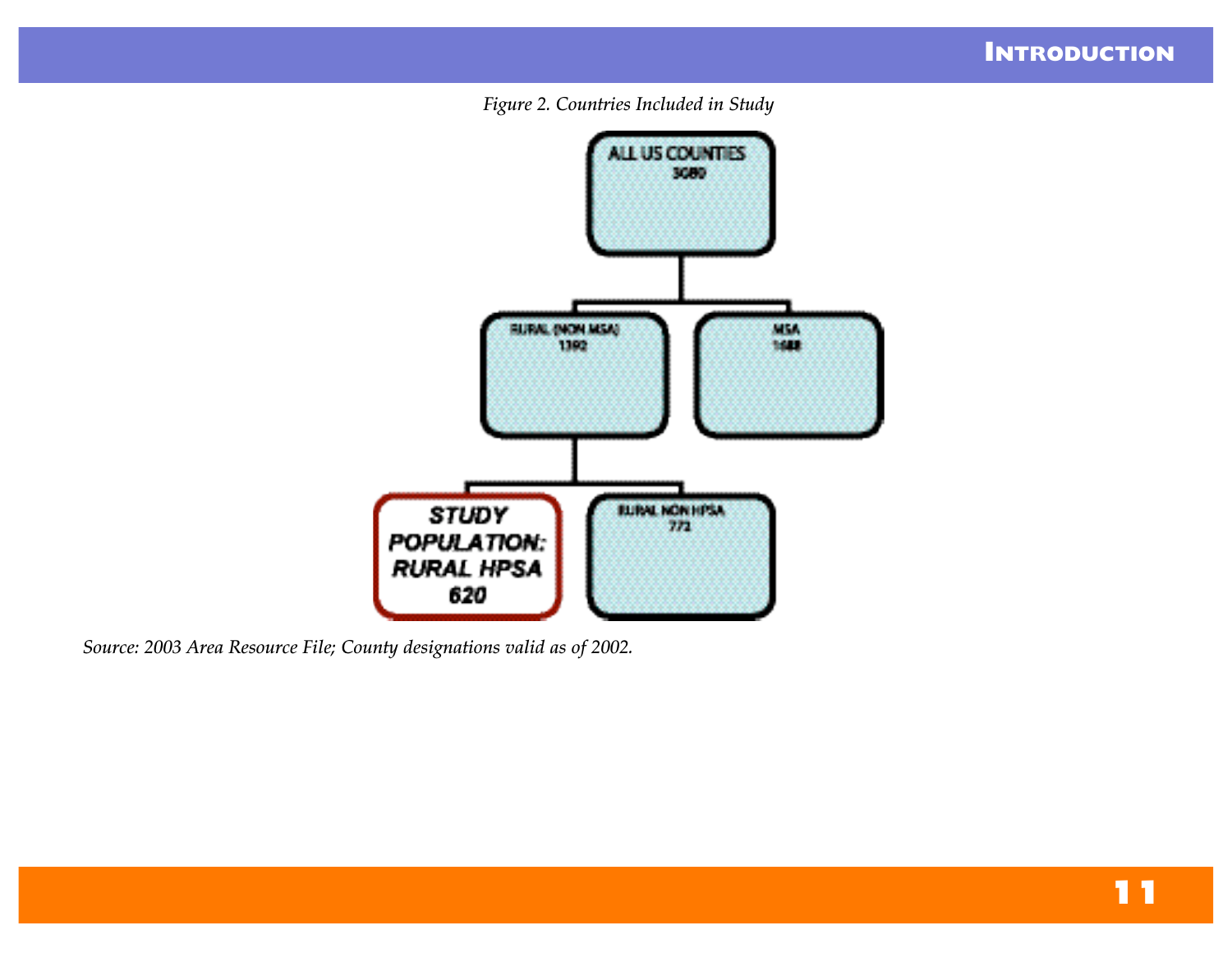*Figure 2. Countries Included in Study*

- ALL US COUNTIES 3080
  - RURAL (NON MSA) 1392
    - STUDY POPULATION: RURAL HPSA 620
    - RURAL NON HPSA 772
  - MSA 1688

*Source: 2003 Area Resource File; County designations valid as of 2002.*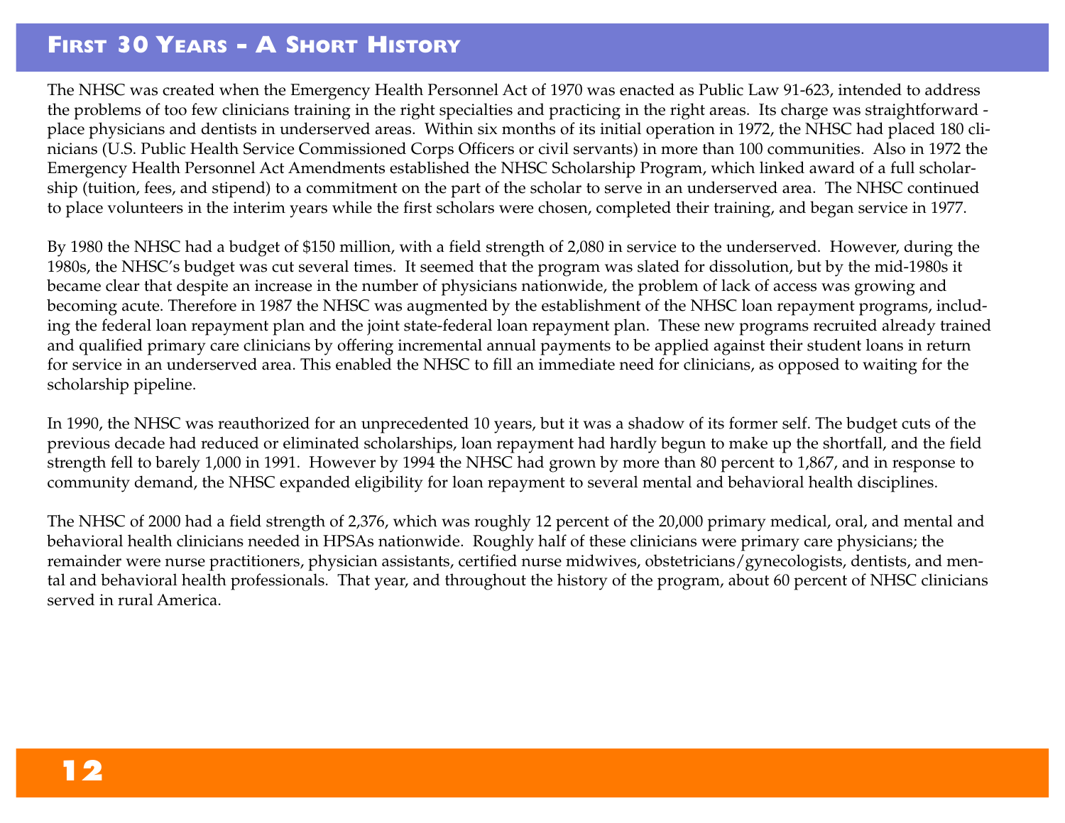## First 30 Years - A Short History

The NHSC was created when the Emergency Health Personnel Act of 1970 was enacted as Public Law 91-623, intended to address the problems of too few clinicians training in the right specialties and practicing in the right areas. Its charge was straightforward - place physicians and dentists in underserved areas. Within six months of its initial operation in 1972, the NHSC had placed 180 clinicians (U.S. Public Health Service Commissioned Corps Officers or civil servants) in more than 100 communities. Also in 1972 the Emergency Health Personnel Act Amendments established the NHSC Scholarship Program, which linked award of a full scholarship (tuition, fees, and stipend) to a commitment on the part of the scholar to serve in an underserved area. The NHSC continued to place volunteers in the interim years while the first scholars were chosen, completed their training, and began service in 1977.

By 1980 the NHSC had a budget of $150 million, with a field strength of 2,080 in service to the underserved. However, during the 1980s, the NHSC's budget was cut several times. It seemed that the program was slated for dissolution, but by the mid-1980s it became clear that despite an increase in the number of physicians nationwide, the problem of lack of access was growing and becoming acute. Therefore in 1987 the NHSC was augmented by the establishment of the NHSC loan repayment programs, including the federal loan repayment plan and the joint state-federal loan repayment plan. These new programs recruited already trained and qualified primary care clinicians by offering incremental annual payments to be applied against their student loans in return for service in an underserved area. This enabled the NHSC to fill an immediate need for clinicians, as opposed to waiting for the scholarship pipeline.

In 1990, the NHSC was reauthorized for an unprecedented 10 years, but it was a shadow of its former self. The budget cuts of the previous decade had reduced or eliminated scholarships, loan repayment had hardly begun to make up the shortfall, and the field strength fell to barely 1,000 in 1991. However by 1994 the NHSC had grown by more than 80 percent to 1,867, and in response to community demand, the NHSC expanded eligibility for loan repayment to several mental and behavioral health disciplines.

The NHSC of 2000 had a field strength of 2,376, which was roughly 12 percent of the 20,000 primary medical, oral, and mental and behavioral health clinicians needed in HPSAs nationwide. Roughly half of these clinicians were primary care physicians; the remainder were nurse practitioners, physician assistants, certified nurse midwives, obstetricians/gynecologists, dentists, and mental and behavioral health professionals. That year, and throughout the history of the program, about 60 percent of NHSC clinicians served in rural America.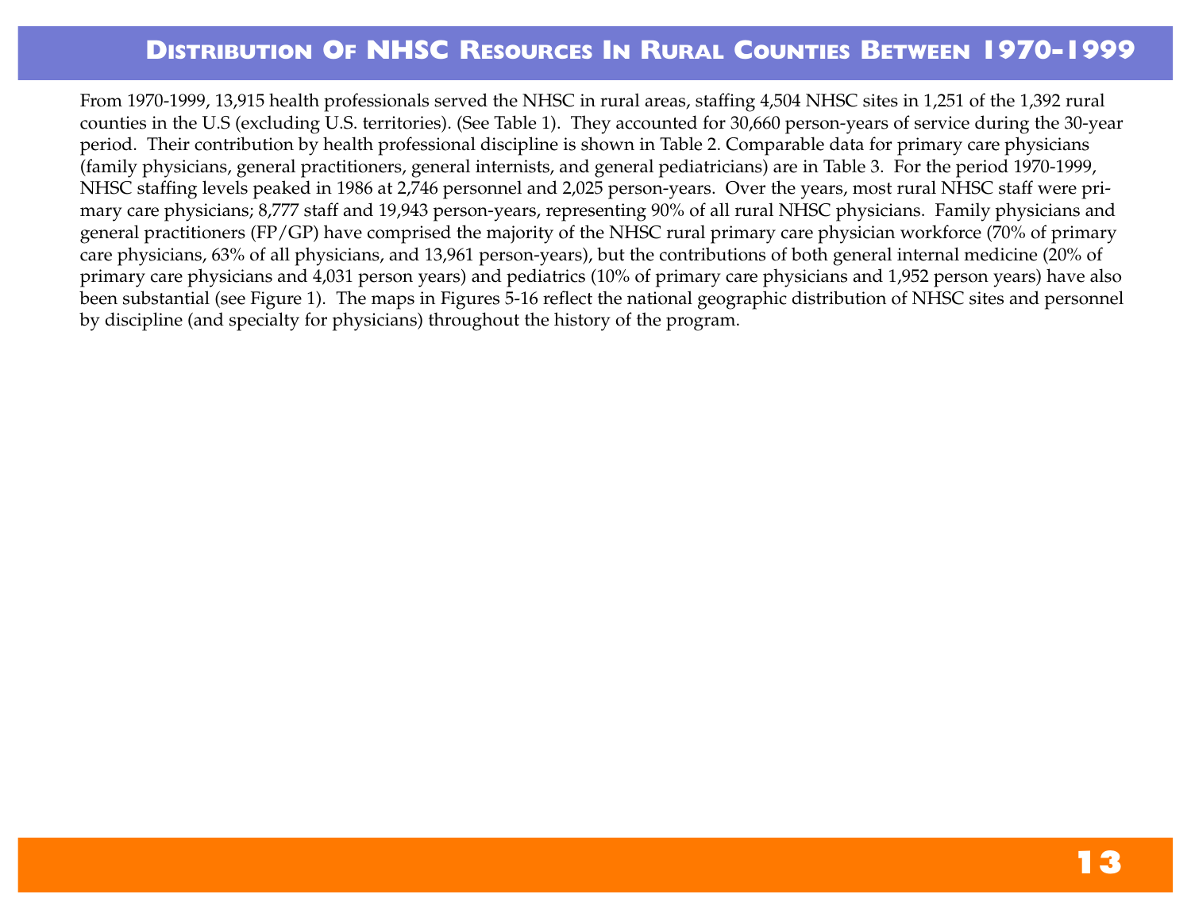## Distribution Of NHSC Resources In Rural Counties Between 1970-1999

From 1970-1999, 13,915 health professionals served the NHSC in rural areas, staffing 4,504 NHSC sites in 1,251 of the 1,392 rural counties in the U.S (excluding U.S. territories). (See Table 1). They accounted for 30,660 person-years of service during the 30-year period. Their contribution by health professional discipline is shown in Table 2. Comparable data for primary care physicians (family physicians, general practitioners, general internists, and general pediatricians) are in Table 3. For the period 1970-1999, NHSC staffing levels peaked in 1986 at 2,746 personnel and 2,025 person-years. Over the years, most rural NHSC staff were primary care physicians; 8,777 staff and 19,943 person-years, representing 90% of all rural NHSC physicians. Family physicians and general practitioners (FP/GP) have comprised the majority of the NHSC rural primary care physician workforce (70% of primary care physicians, 63% of all physicians, and 13,961 person-years), but the contributions of both general internal medicine (20% of primary care physicians and 4,031 person years) and pediatrics (10% of primary care physicians and 1,952 person years) have also been substantial (see Figure 1). The maps in Figures 5-16 reflect the national geographic distribution of NHSC sites and personnel by discipline (and specialty for physicians) throughout the history of the program.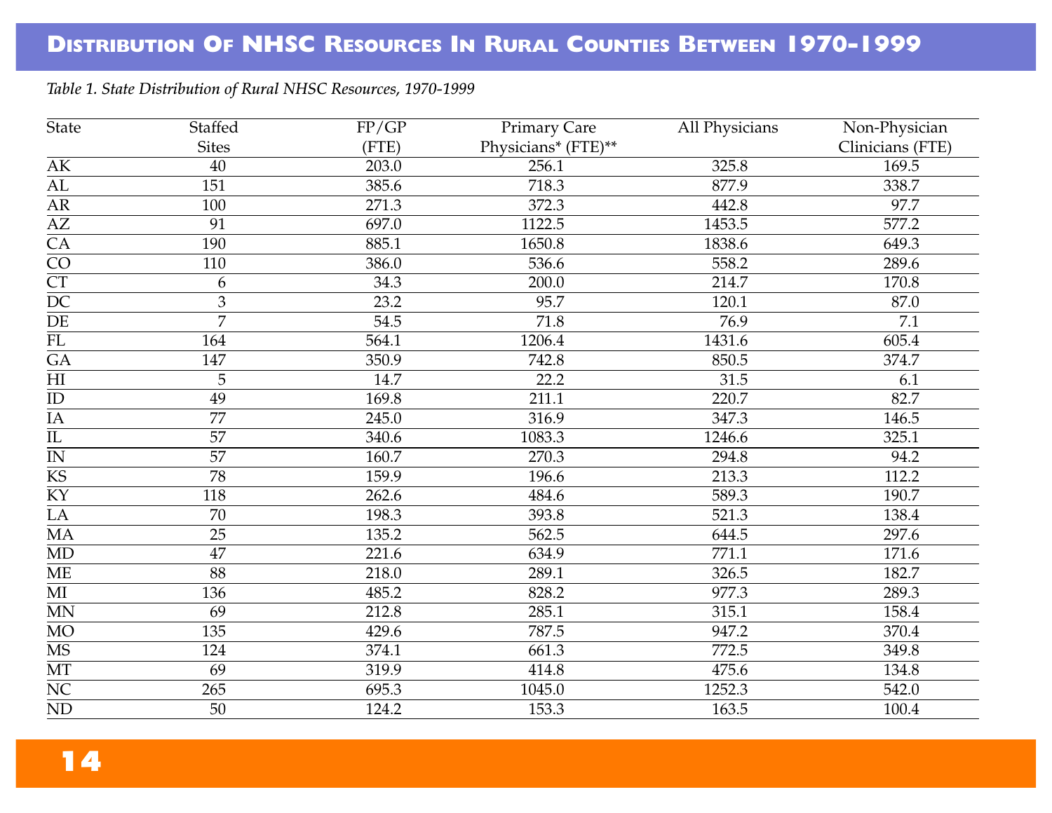# Distribution Of NHSC Resources In Rural Counties Between 1970-1999

*Table 1. State Distribution of Rural NHSC Resources, 1970-1999*

| State | Staffed Sites | FP/GP (FTE) | Primary Care Physicians* (FTE)** | All Physicians | Non-Physician Clinicians (FTE) |
|---|---|---|---|---|---|
| AK | 40 | 203.0 | 256.1 | 325.8 | 169.5 |
| AL | 151 | 385.6 | 718.3 | 877.9 | 338.7 |
| AR | 100 | 271.3 | 372.3 | 442.8 | 97.7 |
| AZ | 91 | 697.0 | 1122.5 | 1453.5 | 577.2 |
| CA | 190 | 885.1 | 1650.8 | 1838.6 | 649.3 |
| CO | 110 | 386.0 | 536.6 | 558.2 | 289.6 |
| CT | 6 | 34.3 | 200.0 | 214.7 | 170.8 |
| DC | 3 | 23.2 | 95.7 | 120.1 | 87.0 |
| DE | 7 | 54.5 | 71.8 | 76.9 | 7.1 |
| FL | 164 | 564.1 | 1206.4 | 1431.6 | 605.4 |
| GA | 147 | 350.9 | 742.8 | 850.5 | 374.7 |
| HI | 5 | 14.7 | 22.2 | 31.5 | 6.1 |
| ID | 49 | 169.8 | 211.1 | 220.7 | 82.7 |
| IA | 77 | 245.0 | 316.9 | 347.3 | 146.5 |
| IL | 57 | 340.6 | 1083.3 | 1246.6 | 325.1 |
| IN | 57 | 160.7 | 270.3 | 294.8 | 94.2 |
| KS | 78 | 159.9 | 196.6 | 213.3 | 112.2 |
| KY | 118 | 262.6 | 484.6 | 589.3 | 190.7 |
| LA | 70 | 198.3 | 393.8 | 521.3 | 138.4 |
| MA | 25 | 135.2 | 562.5 | 644.5 | 297.6 |
| MD | 47 | 221.6 | 634.9 | 771.1 | 171.6 |
| ME | 88 | 218.0 | 289.1 | 326.5 | 182.7 |
| MI | 136 | 485.2 | 828.2 | 977.3 | 289.3 |
| MN | 69 | 212.8 | 285.1 | 315.1 | 158.4 |
| MO | 135 | 429.6 | 787.5 | 947.2 | 370.4 |
| MS | 124 | 374.1 | 661.3 | 772.5 | 349.8 |
| MT | 69 | 319.9 | 414.8 | 475.6 | 134.8 |
| NC | 265 | 695.3 | 1045.0 | 1252.3 | 542.0 |
| ND | 50 | 124.2 | 153.3 | 163.5 | 100.4 |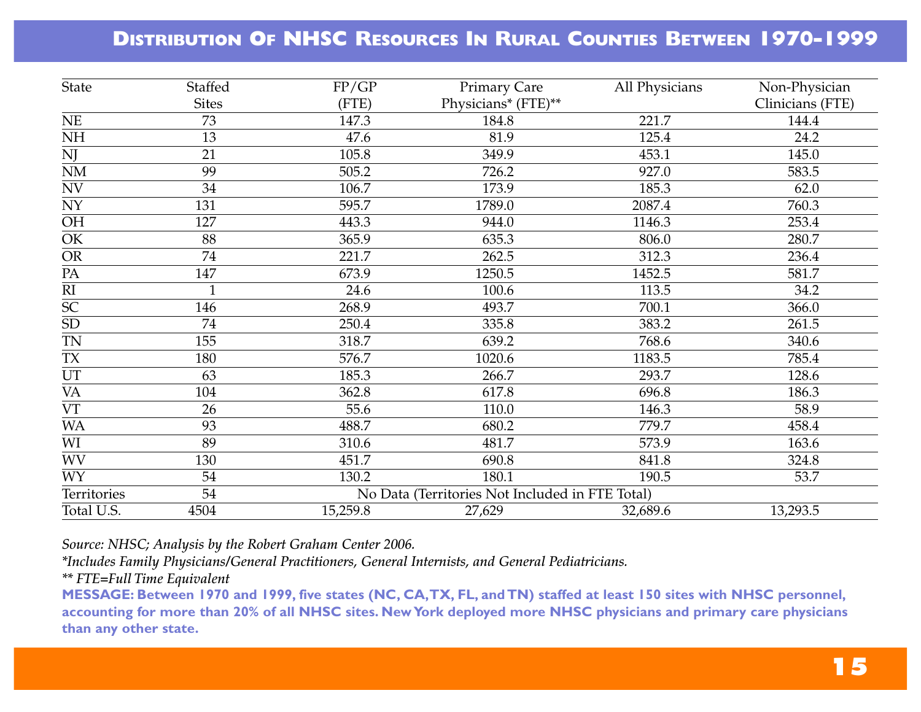## Distribution Of NHSC Resources In Rural Counties Between 1970-1999

| State | Staffed Sites | FP/GP (FTE) | Primary Care Physicians* (FTE)** | All Physicians | Non-Physician Clinicians (FTE) |
|---|---|---|---|---|---|
| NE | 73 | 147.3 | 184.8 | 221.7 | 144.4 |
| NH | 13 | 47.6 | 81.9 | 125.4 | 24.2 |
| NJ | 21 | 105.8 | 349.9 | 453.1 | 145.0 |
| NM | 99 | 505.2 | 726.2 | 927.0 | 583.5 |
| NV | 34 | 106.7 | 173.9 | 185.3 | 62.0 |
| NY | 131 | 595.7 | 1789.0 | 2087.4 | 760.3 |
| OH | 127 | 443.3 | 944.0 | 1146.3 | 253.4 |
| OK | 88 | 365.9 | 635.3 | 806.0 | 280.7 |
| OR | 74 | 221.7 | 262.5 | 312.3 | 236.4 |
| PA | 147 | 673.9 | 1250.5 | 1452.5 | 581.7 |
| RI | 1 | 24.6 | 100.6 | 113.5 | 34.2 |
| SC | 146 | 268.9 | 493.7 | 700.1 | 366.0 |
| SD | 74 | 250.4 | 335.8 | 383.2 | 261.5 |
| TN | 155 | 318.7 | 639.2 | 768.6 | 340.6 |
| TX | 180 | 576.7 | 1020.6 | 1183.5 | 785.4 |
| UT | 63 | 185.3 | 266.7 | 293.7 | 128.6 |
| VA | 104 | 362.8 | 617.8 | 696.8 | 186.3 |
| VT | 26 | 55.6 | 110.0 | 146.3 | 58.9 |
| WA | 93 | 488.7 | 680.2 | 779.7 | 458.4 |
| WI | 89 | 310.6 | 481.7 | 573.9 | 163.6 |
| WV | 130 | 451.7 | 690.8 | 841.8 | 324.8 |
| WY | 54 | 130.2 | 180.1 | 190.5 | 53.7 |
| Territories | 54 | No Data (Territories Not Included in FTE Total) | | | |
| Total U.S. | 4504 | 15,259.8 | 27,629 | 32,689.6 | 13,293.5 |

*Source: NHSC; Analysis by the Robert Graham Center 2006.*

**Includes Family Physicians/General Practitioners, General Internists, and General Pediatricians.*

*\** FTE=Full Time Equivalent*

**MESSAGE: Between 1970 and 1999, five states (NC, CA, TX, FL, and TN) staffed at least 150 sites with NHSC personnel, accounting for more than 20% of all NHSC sites. New York deployed more NHSC physicians and primary care physicians than any other state.**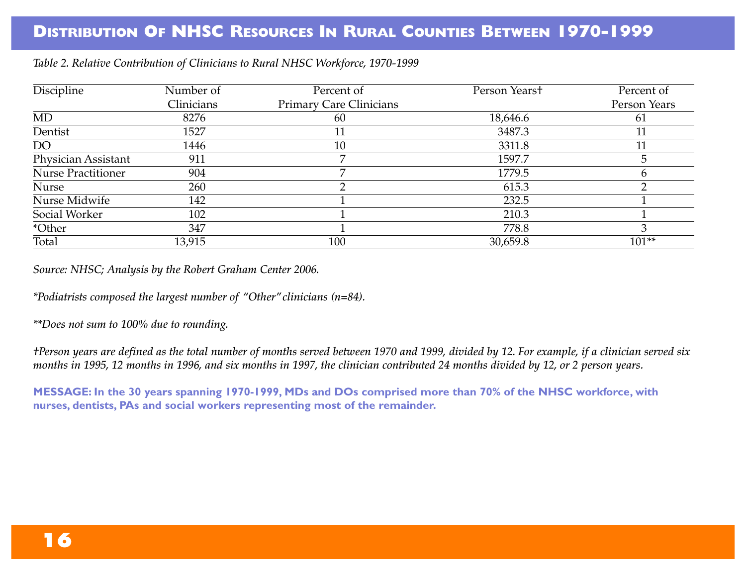# Distribution Of NHSC Resources In Rural Counties Between 1970-1999

*Table 2. Relative Contribution of Clinicians to Rural NHSC Workforce, 1970-1999*

| Discipline | Number of Clinicians | Percent of Primary Care Clinicians | Person Years† | Percent of Person Years |
|---|---|---|---|---|
| MD | 8276 | 60 | 18,646.6 | 61 |
| Dentist | 1527 | 11 | 3487.3 | 11 |
| DO | 1446 | 10 | 3311.8 | 11 |
| Physician Assistant | 911 | 7 | 1597.7 | 5 |
| Nurse Practitioner | 904 | 7 | 1779.5 | 6 |
| Nurse | 260 | 2 | 615.3 | 2 |
| Nurse Midwife | 142 | 1 | 232.5 | 1 |
| Social Worker | 102 | 1 | 210.3 | 1 |
| *Other | 347 | 1 | 778.8 | 3 |
| Total | 13,915 | 100 | 30,659.8 | 101** |

*Source: NHSC; Analysis by the Robert Graham Center 2006.*

*\*Podiatrists composed the largest number of "Other" clinicians (n=84).*

*\*\*Does not sum to 100% due to rounding.*

*†Person years are defined as the total number of months served between 1970 and 1999, divided by 12. For example, if a clinician served six months in 1995, 12 months in 1996, and six months in 1997, the clinician contributed 24 months divided by 12, or 2 person years.*

**MESSAGE: In the 30 years spanning 1970-1999, MDs and DOs comprised more than 70% of the NHSC workforce, with nurses, dentists, PAs and social workers representing most of the remainder.**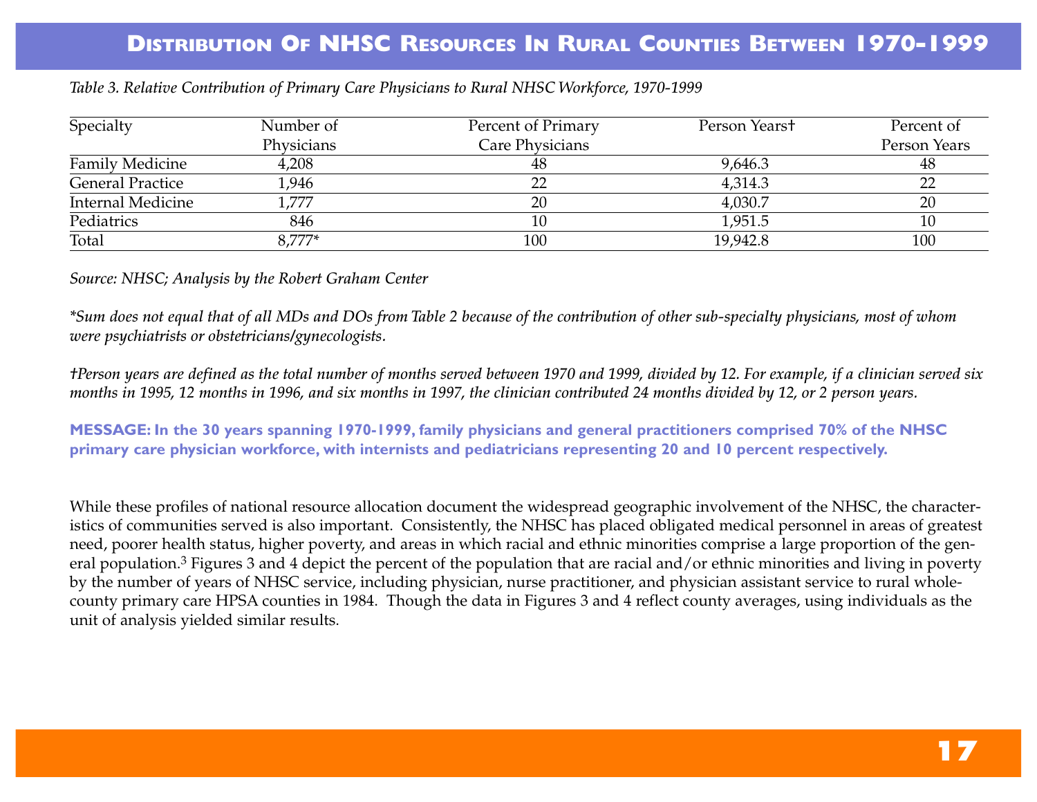# Distribution Of NHSC Resources In Rural Counties Between 1970-1999

*Table 3. Relative Contribution of Primary Care Physicians to Rural NHSC Workforce, 1970-1999*

| Specialty | Number of Physicians | Percent of Primary Care Physicians | Person Years† | Percent of Person Years |
|---|---|---|---|---|
| Family Medicine | 4,208 | 48 | 9,646.3 | 48 |
| General Practice | 1,946 | 22 | 4,314.3 | 22 |
| Internal Medicine | 1,777 | 20 | 4,030.7 | 20 |
| Pediatrics | 846 | 10 | 1,951.5 | 10 |
| Total | 8,777* | 100 | 19,942.8 | 100 |

*Source: NHSC; Analysis by the Robert Graham Center*

*\*Sum does not equal that of all MDs and DOs from Table 2 because of the contribution of other sub-specialty physicians, most of whom were psychiatrists or obstetricians/gynecologists.*

*†Person years are defined as the total number of months served between 1970 and 1999, divided by 12. For example, if a clinician served six months in 1995, 12 months in 1996, and six months in 1997, the clinician contributed 24 months divided by 12, or 2 person years.*

**MESSAGE: In the 30 years spanning 1970-1999, family physicians and general practitioners comprised 70% of the NHSC primary care physician workforce, with internists and pediatricians representing 20 and 10 percent respectively.**

While these profiles of national resource allocation document the widespread geographic involvement of the NHSC, the characteristics of communities served is also important. Consistently, the NHSC has placed obligated medical personnel in areas of greatest need, poorer health status, higher poverty, and areas in which racial and ethnic minorities comprise a large proportion of the general population.[3] Figures 3 and 4 depict the percent of the population that are racial and/or ethnic minorities and living in poverty by the number of years of NHSC service, including physician, nurse practitioner, and physician assistant service to rural whole-county primary care HPSA counties in 1984. Though the data in Figures 3 and 4 reflect county averages, using individuals as the unit of analysis yielded similar results.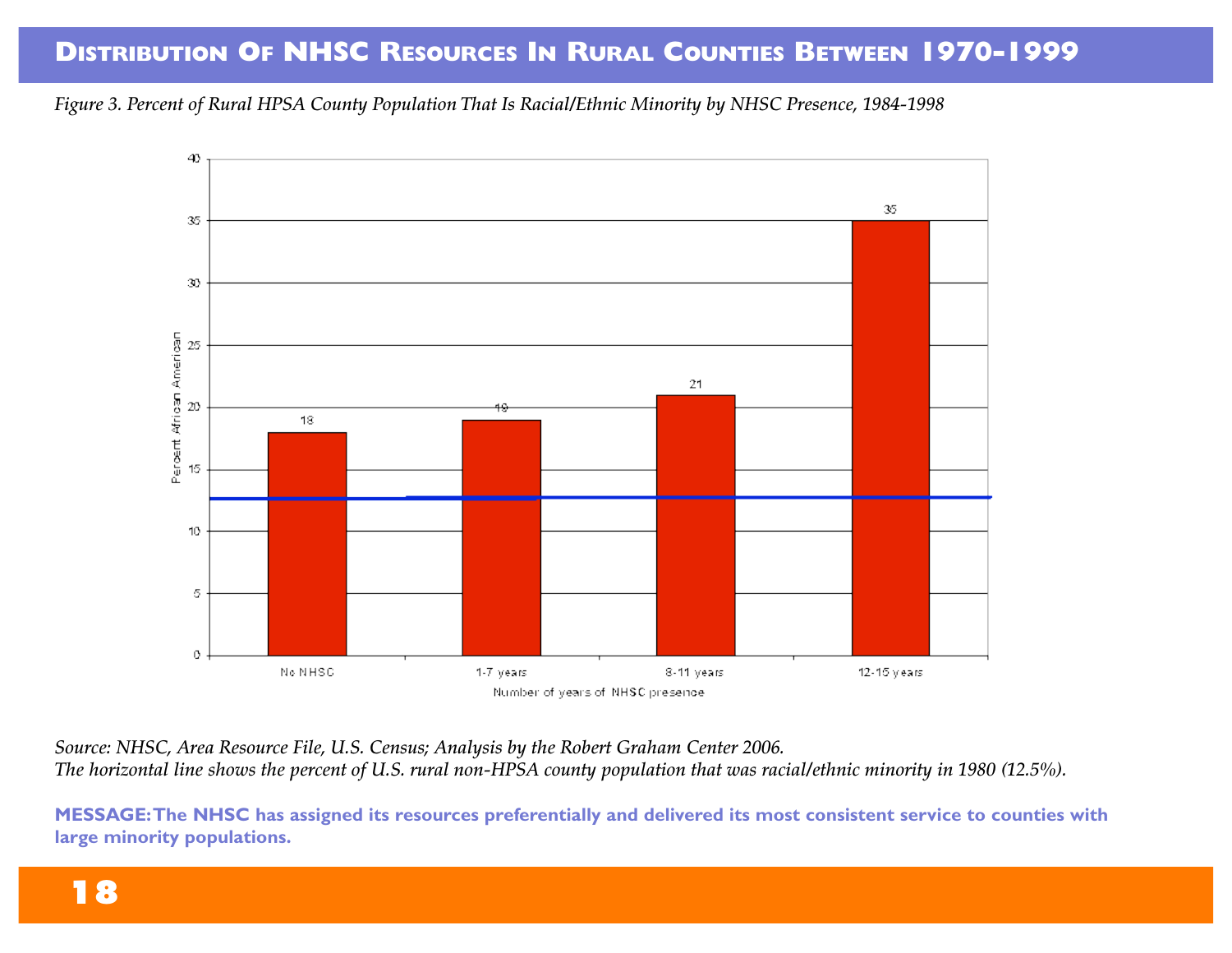## Distribution Of NHSC Resources In Rural Counties Between 1970–1999

*Figure 3. Percent of Rural HPSA County Population That Is Racial/Ethnic Minority by NHSC Presence, 1984-1998*

| Number of years of NHSC presence | Percent African American |
|---|---|
| No NHSC | 18 |
| 1-7 years | 19 |
| 8-11 years | 21 |
| 12-15 years | 35 |

*Source: NHSC, Area Resource File, U.S. Census; Analysis by the Robert Graham Center 2006.*
*The horizontal line shows the percent of U.S. rural non-HPSA county population that was racial/ethnic minority in 1980 (12.5%).*

**MESSAGE: The NHSC has assigned its resources preferentially and delivered its most consistent service to counties with large minority populations.**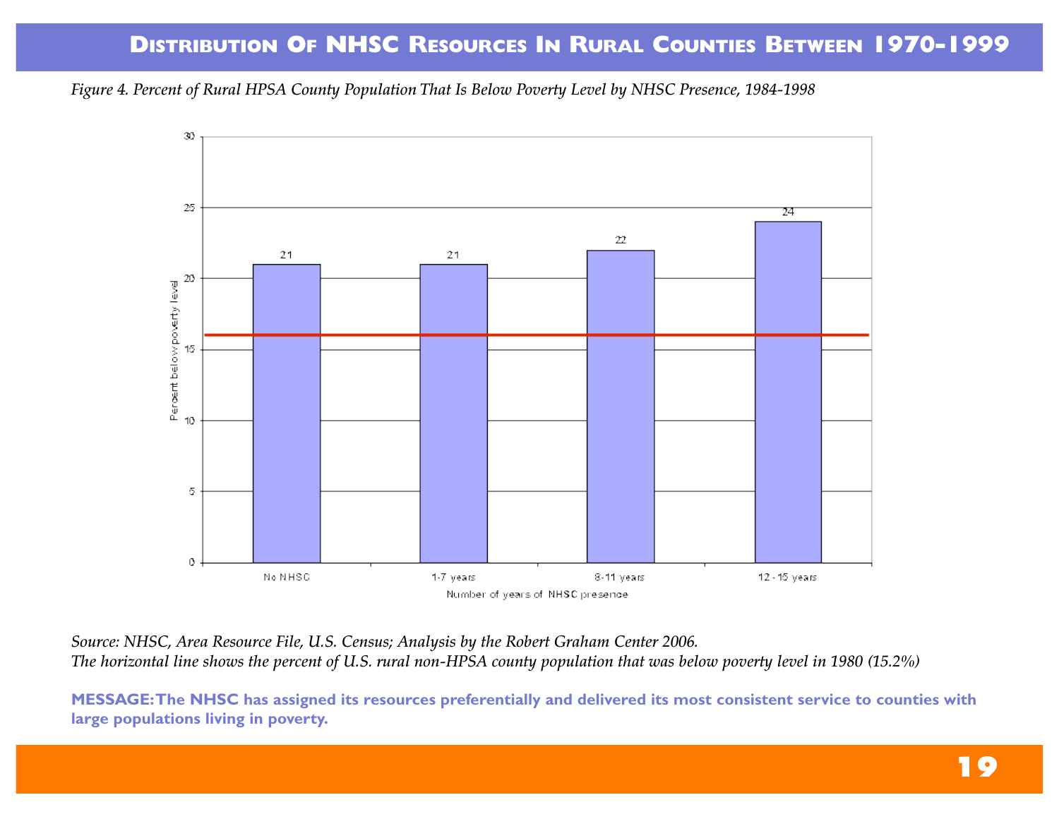## Distribution Of NHSC Resources In Rural Counties Between 1970-1999

*Figure 4. Percent of Rural HPSA County Population That Is Below Poverty Level by NHSC Presence, 1984-1998*

| Number of years of NHSC presence | Percent below poverty level |
|---|---|
| No NHSC | 21 |
| 1-7 years | 21 |
| 8-11 years | 22 |
| 12-15 years | 24 |

*Source: NHSC, Area Resource File, U.S. Census; Analysis by the Robert Graham Center 2006.*
*The horizontal line shows the percent of U.S. rural non-HPSA county population that was below poverty level in 1980 (15.2%)*

**MESSAGE: The NHSC has assigned its resources preferentially and delivered its most consistent service to counties with large populations living in poverty.**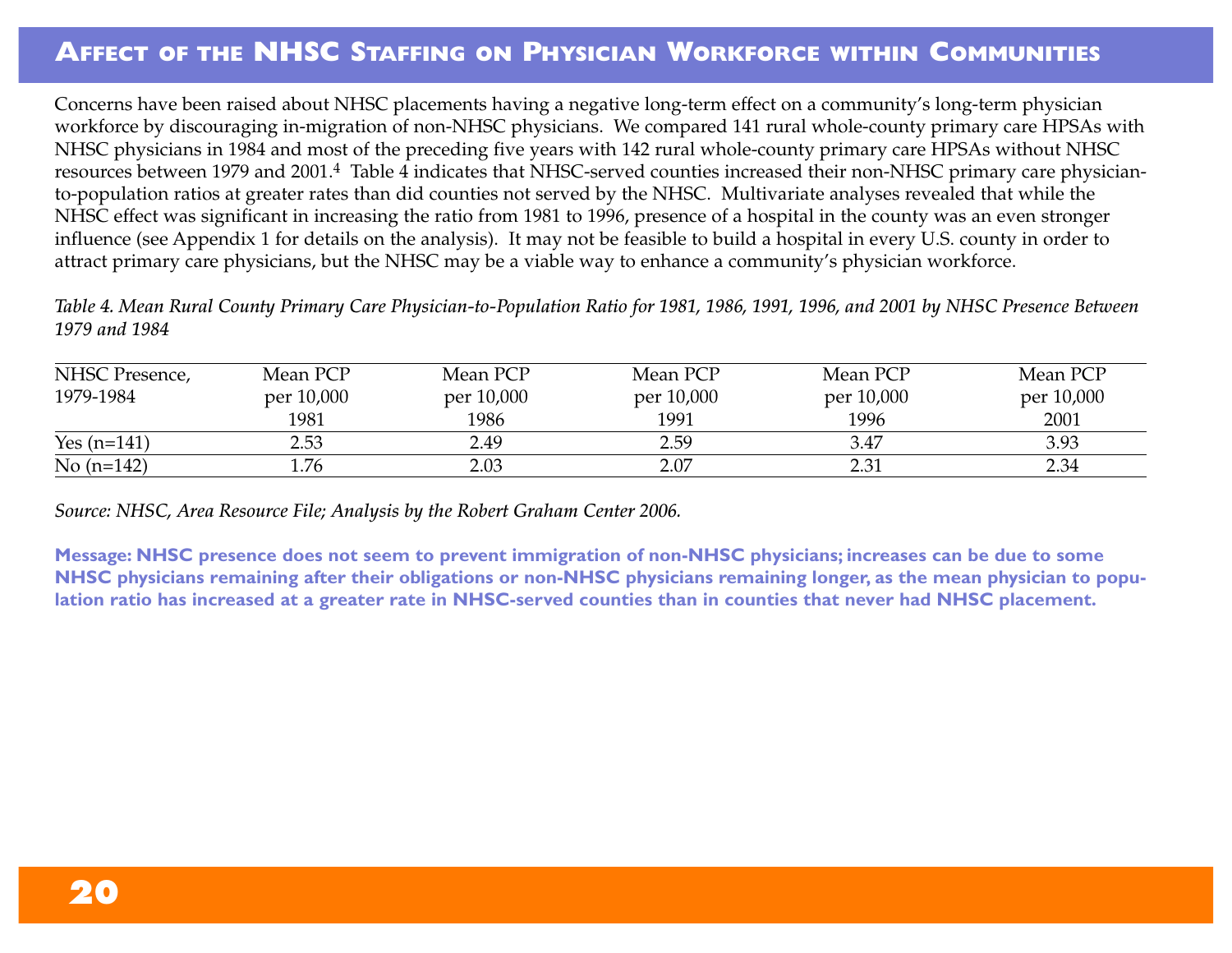## Affect of the NHSC Staffing on Physician Workforce within Communities

Concerns have been raised about NHSC placements having a negative long-term effect on a community's long-term physician workforce by discouraging in-migration of non-NHSC physicians. We compared 141 rural whole-county primary care HPSAs with NHSC physicians in 1984 and most of the preceding five years with 142 rural whole-county primary care HPSAs without NHSC resources between 1979 and 2001.[4] Table 4 indicates that NHSC-served counties increased their non-NHSC primary care physician-to-population ratios at greater rates than did counties not served by the NHSC. Multivariate analyses revealed that while the NHSC effect was significant in increasing the ratio from 1981 to 1996, presence of a hospital in the county was an even stronger influence (see Appendix 1 for details on the analysis). It may not be feasible to build a hospital in every U.S. county in order to attract primary care physicians, but the NHSC may be a viable way to enhance a community's physician workforce.

*Table 4. Mean Rural County Primary Care Physician-to-Population Ratio for 1981, 1986, 1991, 1996, and 2001 by NHSC Presence Between 1979 and 1984*

| NHSC Presence, 1979-1984 | Mean PCP per 10,000 1981 | Mean PCP per 10,000 1986 | Mean PCP per 10,000 1991 | Mean PCP per 10,000 1996 | Mean PCP per 10,000 2001 |
|---|---|---|---|---|---|
| Yes (n=141) | 2.53 | 2.49 | 2.59 | 3.47 | 3.93 |
| No (n=142) | 1.76 | 2.03 | 2.07 | 2.31 | 2.34 |

*Source: NHSC, Area Resource File; Analysis by the Robert Graham Center 2006.*

**Message: NHSC presence does not seem to prevent immigration of non-NHSC physicians; increases can be due to some NHSC physicians remaining after their obligations or non-NHSC physicians remaining longer, as the mean physician to population ratio has increased at a greater rate in NHSC-served counties than in counties that never had NHSC placement.**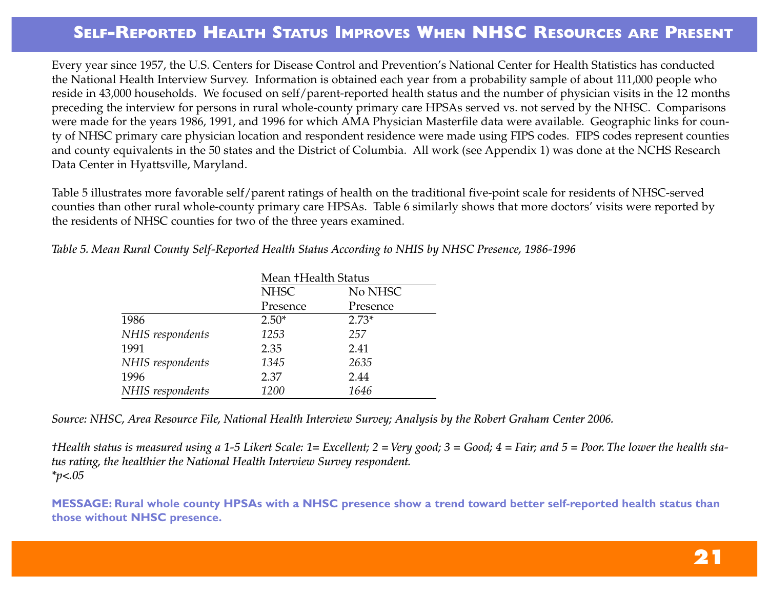## Self-Reported Health Status Improves When NHSC Resources are Present

Every year since 1957, the U.S. Centers for Disease Control and Prevention's National Center for Health Statistics has conducted the National Health Interview Survey. Information is obtained each year from a probability sample of about 111,000 people who reside in 43,000 households. We focused on self/parent-reported health status and the number of physician visits in the 12 months preceding the interview for persons in rural whole-county primary care HPSAs served vs. not served by the NHSC. Comparisons were made for the years 1986, 1991, and 1996 for which AMA Physician Masterfile data were available. Geographic links for county of NHSC primary care physician location and respondent residence were made using FIPS codes. FIPS codes represent counties and county equivalents in the 50 states and the District of Columbia. All work (see Appendix 1) was done at the NCHS Research Data Center in Hyattsville, Maryland.

Table 5 illustrates more favorable self/parent ratings of health on the traditional five-point scale for residents of NHSC-served counties than other rural whole-county primary care HPSAs. Table 6 similarly shows that more doctors' visits were reported by the residents of NHSC counties for two of the three years examined.

*Table 5. Mean Rural County Self-Reported Health Status According to NHIS by NHSC Presence, 1986-1996*

| | Mean †Health Status | |
|---|---|---|
| | NHSC Presence | No NHSC Presence |
| 1986 | 2.50* | 2.73* |
| *NHIS respondents* | *1253* | *257* |
| 1991 | 2.35 | 2.41 |
| *NHIS respondents* | *1345* | *2635* |
| 1996 | 2.37 | 2.44 |
| *NHIS respondents* | *1200* | *1646* |

*Source: NHSC, Area Resource File, National Health Interview Survey; Analysis by the Robert Graham Center 2006.*

*†Health status is measured using a 1-5 Likert Scale: 1= Excellent; 2 = Very good; 3 = Good; 4 = Fair; and 5 = Poor. The lower the health status rating, the healthier the National Health Interview Survey respondent.*
*$^*p<.05$*

**MESSAGE: Rural whole county HPSAs with a NHSC presence show a trend toward better self-reported health status than those without NHSC presence.**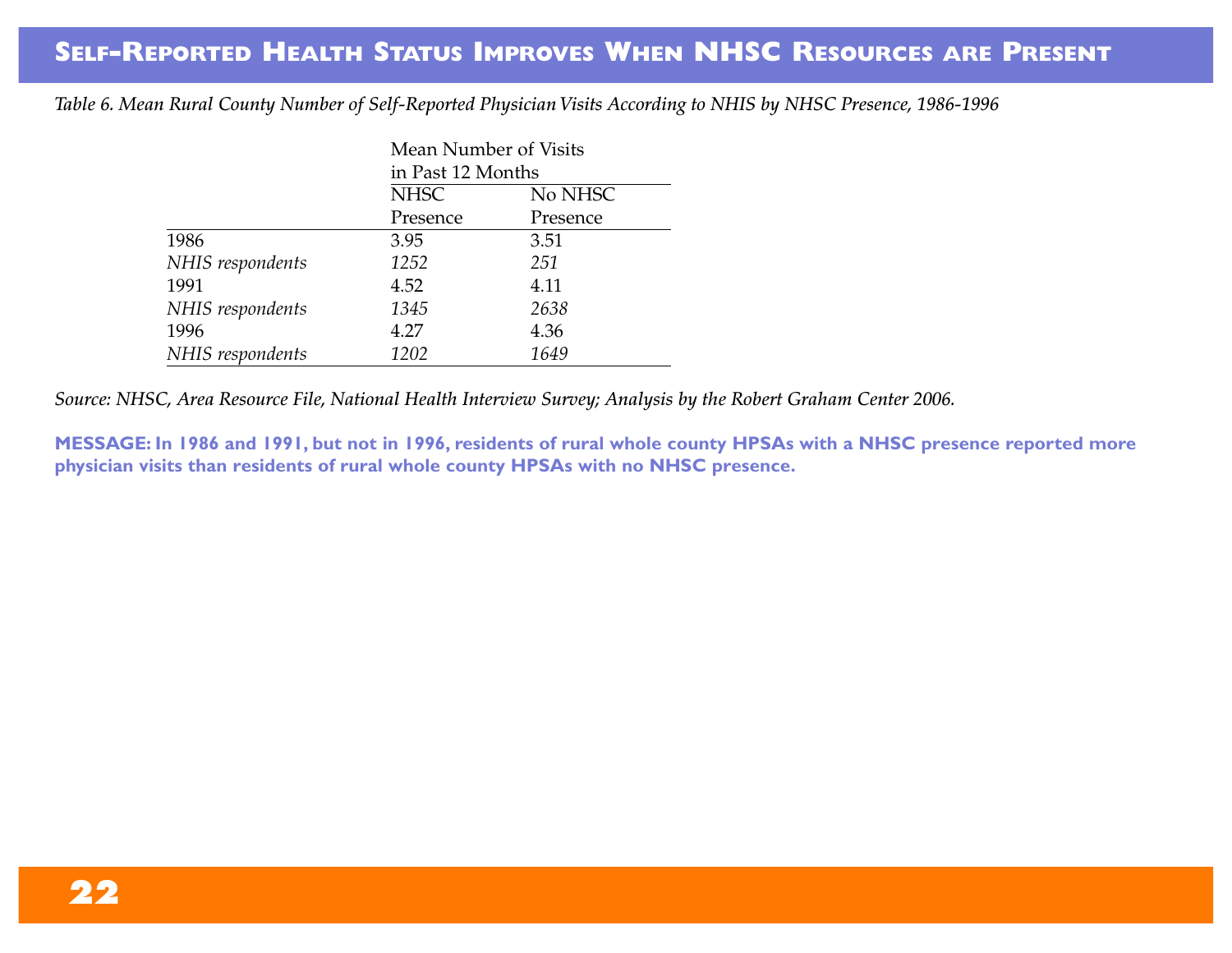## Self-Reported Health Status Improves When NHSC Resources are Present

*Table 6. Mean Rural County Number of Self-Reported Physician Visits According to NHIS by NHSC Presence, 1986-1996*

| | Mean Number of Visits in Past 12 Months | |
|---|---|---|
| | NHSC Presence | No NHSC Presence |
| 1986 | 3.95 | 3.51 |
| *NHIS respondents* | *1252* | *251* |
| 1991 | 4.52 | 4.11 |
| *NHIS respondents* | *1345* | *2638* |
| 1996 | 4.27 | 4.36 |
| *NHIS respondents* | *1202* | *1649* |

*Source: NHSC, Area Resource File, National Health Interview Survey; Analysis by the Robert Graham Center 2006.*

**MESSAGE: In 1986 and 1991, but not in 1996, residents of rural whole county HPSAs with a NHSC presence reported more physician visits than residents of rural whole county HPSAs with no NHSC presence.**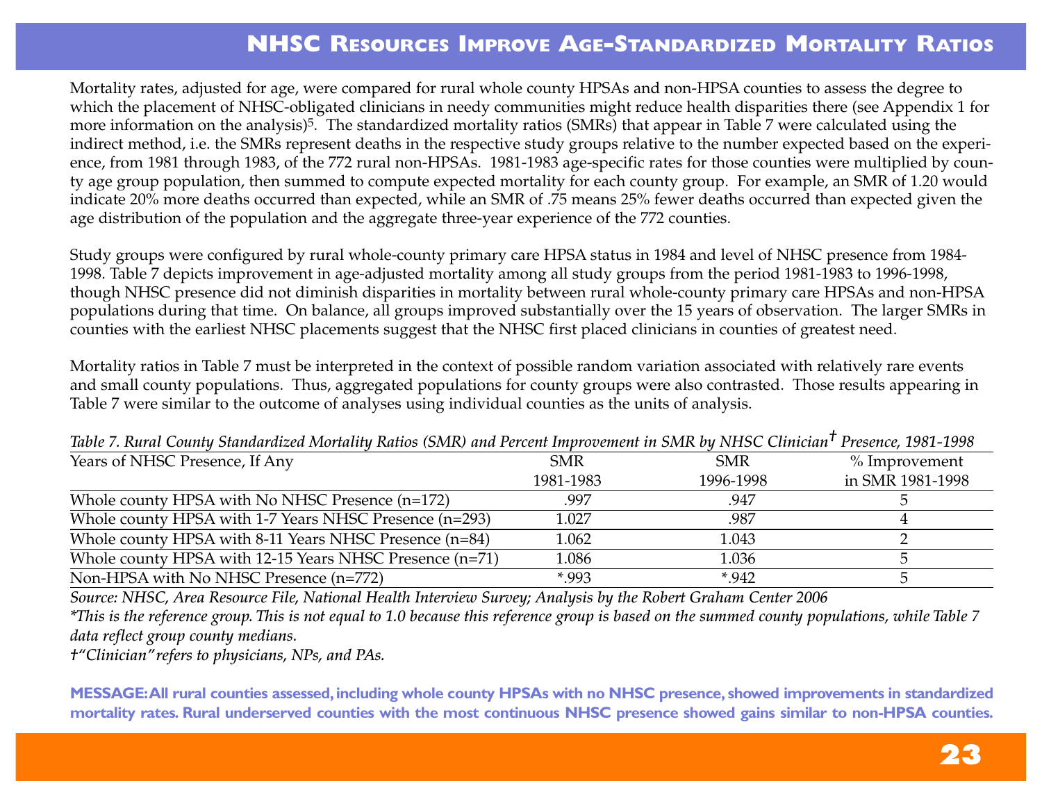## NHSC Resources Improve Age-Standardized Mortality Ratios

Mortality rates, adjusted for age, were compared for rural whole county HPSAs and non-HPSA counties to assess the degree to which the placement of NHSC-obligated clinicians in needy communities might reduce health disparities there (see Appendix 1 for more information on the analysis)[5]. The standardized mortality ratios (SMRs) that appear in Table 7 were calculated using the indirect method, i.e. the SMRs represent deaths in the respective study groups relative to the number expected based on the experience, from 1981 through 1983, of the 772 rural non-HPSAs. 1981-1983 age-specific rates for those counties were multiplied by county age group population, then summed to compute expected mortality for each county group. For example, an SMR of 1.20 would indicate 20% more deaths occurred than expected, while an SMR of .75 means 25% fewer deaths occurred than expected given the age distribution of the population and the aggregate three-year experience of the 772 counties.

Study groups were configured by rural whole-county primary care HPSA status in 1984 and level of NHSC presence from 1984-1998. Table 7 depicts improvement in age-adjusted mortality among all study groups from the period 1981-1983 to 1996-1998, though NHSC presence did not diminish disparities in mortality between rural whole-county primary care HPSAs and non-HPSA populations during that time. On balance, all groups improved substantially over the 15 years of observation. The larger SMRs in counties with the earliest NHSC placements suggest that the NHSC first placed clinicians in counties of greatest need.

Mortality ratios in Table 7 must be interpreted in the context of possible random variation associated with relatively rare events and small county populations. Thus, aggregated populations for county groups were also contrasted. Those results appearing in Table 7 were similar to the outcome of analyses using individual counties as the units of analysis.

*Table 7. Rural County Standardized Mortality Ratios (SMR) and Percent Improvement in SMR by NHSC Clinician† Presence, 1981-1998*

| Years of NHSC Presence, If Any | SMR 1981-1983 | SMR 1996-1998 | % Improvement in SMR 1981-1998 |
|---|---|---|---|
| Whole county HPSA with No NHSC Presence (n=172) | .997 | .947 | 5 |
| Whole county HPSA with 1-7 Years NHSC Presence (n=293) | 1.027 | .987 | 4 |
| Whole county HPSA with 8-11 Years NHSC Presence (n=84) | 1.062 | 1.043 | 2 |
| Whole county HPSA with 12-15 Years NHSC Presence (n=71) | 1.086 | 1.036 | 5 |
| Non-HPSA with No NHSC Presence (n=772) | *.993 | *.942 | 5 |

*Source: NHSC, Area Resource File, National Health Interview Survey; Analysis by the Robert Graham Center 2006*

*\*This is the reference group. This is not equal to 1.0 because this reference group is based on the summed county populations, while Table 7 data reflect group county medians.*

*†"Clinician" refers to physicians, NPs, and PAs.*

**MESSAGE: All rural counties assessed, including whole county HPSAs with no NHSC presence, showed improvements in standardized mortality rates. Rural underserved counties with the most continuous NHSC presence showed gains similar to non-HPSA counties.**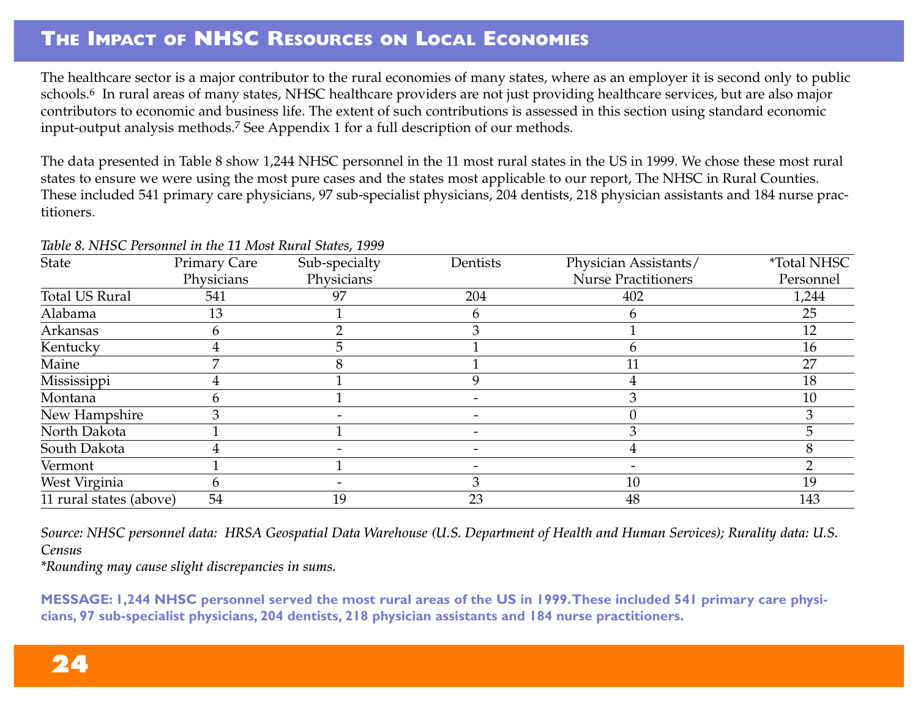# The Impact of NHSC Resources on Local Economies

The healthcare sector is a major contributor to the rural economies of many states, where as an employer it is second only to public schools.[6] In rural areas of many states, NHSC healthcare providers are not just providing healthcare services, but are also major contributors to economic and business life. The extent of such contributions is assessed in this section using standard economic input-output analysis methods.[7] See Appendix 1 for a full description of our methods.

The data presented in Table 8 show 1,244 NHSC personnel in the 11 most rural states in the US in 1999. We chose these most rural states to ensure we were using the most pure cases and the states most applicable to our report, The NHSC in Rural Counties. These included 541 primary care physicians, 97 sub-specialist physicians, 204 dentists, 218 physician assistants and 184 nurse practitioners.

*Table 8. NHSC Personnel in the 11 Most Rural States, 1999*

| State | Primary Care Physicians | Sub-specialty Physicians | Dentists | Physician Assistants/ Nurse Practitioners | *Total NHSC Personnel |
|---|---|---|---|---|---|
| Total US Rural | 541 | 97 | 204 | 402 | 1,244 |
| Alabama | 13 | 1 | 6 | 6 | 25 |
| Arkansas | 6 | 2 | 3 | 1 | 12 |
| Kentucky | 4 | 5 | 1 | 6 | 16 |
| Maine | 7 | 8 | 1 | 11 | 27 |
| Mississippi | 4 | 1 | 9 | 4 | 18 |
| Montana | 6 | 1 | - | 3 | 10 |
| New Hampshire | 3 | - | - | 0 | 3 |
| North Dakota | 1 | 1 | - | 3 | 5 |
| South Dakota | 4 | - | - | 4 | 8 |
| Vermont | 1 | 1 | - | - | 2 |
| West Virginia | 6 | - | 3 | 10 | 19 |
| 11 rural states (above) | 54 | 19 | 23 | 48 | 143 |

*Source: NHSC personnel data: HRSA Geospatial Data Warehouse (U.S. Department of Health and Human Services); Rurality data: U.S. Census*

**Rounding may cause slight discrepancies in sums.*

**MESSAGE: 1,244 NHSC personnel served the most rural areas of the US in 1999. These included 541 primary care physicians, 97 sub-specialist physicians, 204 dentists, 218 physician assistants and 184 nurse practitioners.**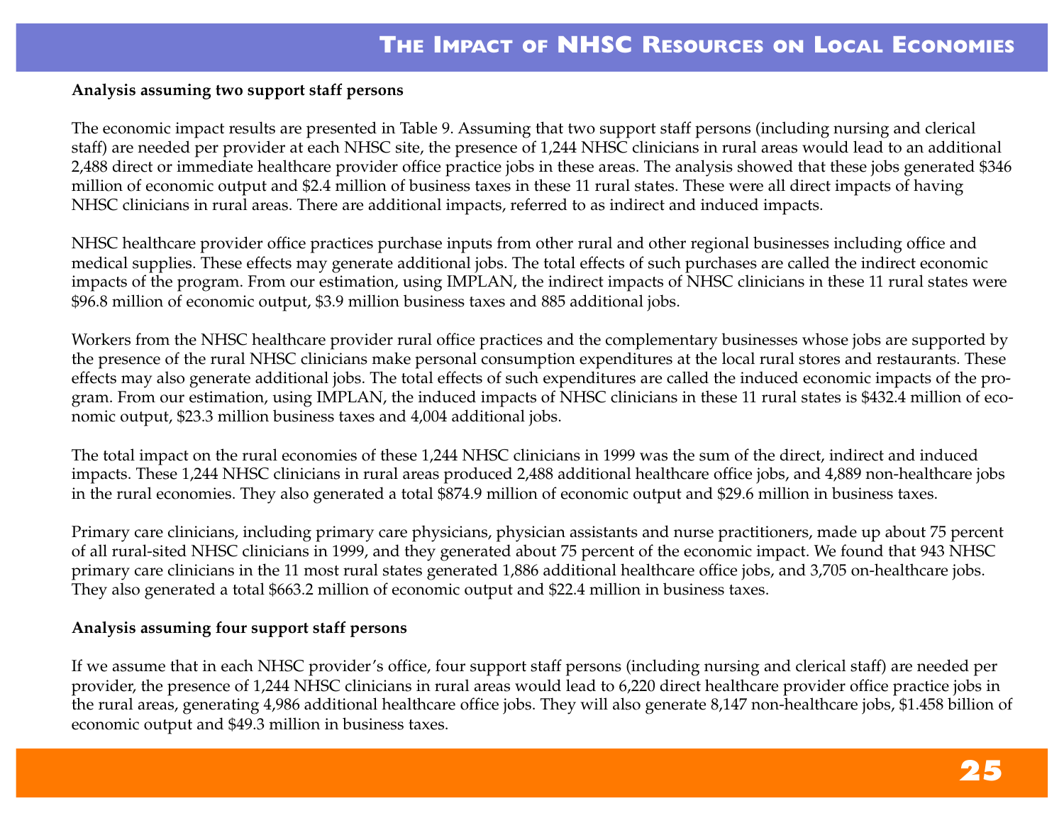**Analysis assuming two support staff persons**

The economic impact results are presented in Table 9. Assuming that two support staff persons (including nursing and clerical staff) are needed per provider at each NHSC site, the presence of 1,244 NHSC clinicians in rural areas would lead to an additional 2,488 direct or immediate healthcare provider office practice jobs in these areas. The analysis showed that these jobs generated $346 million of economic output and $2.4 million of business taxes in these 11 rural states. These were all direct impacts of having NHSC clinicians in rural areas. There are additional impacts, referred to as indirect and induced impacts.

NHSC healthcare provider office practices purchase inputs from other rural and other regional businesses including office and medical supplies. These effects may generate additional jobs. The total effects of such purchases are called the indirect economic impacts of the program. From our estimation, using IMPLAN, the indirect impacts of NHSC clinicians in these 11 rural states were $96.8 million of economic output, $3.9 million business taxes and 885 additional jobs.

Workers from the NHSC healthcare provider rural office practices and the complementary businesses whose jobs are supported by the presence of the rural NHSC clinicians make personal consumption expenditures at the local rural stores and restaurants. These effects may also generate additional jobs. The total effects of such expenditures are called the induced economic impacts of the program. From our estimation, using IMPLAN, the induced impacts of NHSC clinicians in these 11 rural states is $432.4 million of economic output, $23.3 million business taxes and 4,004 additional jobs.

The total impact on the rural economies of these 1,244 NHSC clinicians in 1999 was the sum of the direct, indirect and induced impacts. These 1,244 NHSC clinicians in rural areas produced 2,488 additional healthcare office jobs, and 4,889 non-healthcare jobs in the rural economies. They also generated a total $874.9 million of economic output and $29.6 million in business taxes.

Primary care clinicians, including primary care physicians, physician assistants and nurse practitioners, made up about 75 percent of all rural-sited NHSC clinicians in 1999, and they generated about 75 percent of the economic impact. We found that 943 NHSC primary care clinicians in the 11 most rural states generated 1,886 additional healthcare office jobs, and 3,705 on-healthcare jobs. They also generated a total $663.2 million of economic output and $22.4 million in business taxes.

**Analysis assuming four support staff persons**

If we assume that in each NHSC provider's office, four support staff persons (including nursing and clerical staff) are needed per provider, the presence of 1,244 NHSC clinicians in rural areas would lead to 6,220 direct healthcare provider office practice jobs in the rural areas, generating 4,986 additional healthcare office jobs. They will also generate 8,147 non-healthcare jobs, $1.458 billion of economic output and $49.3 million in business taxes.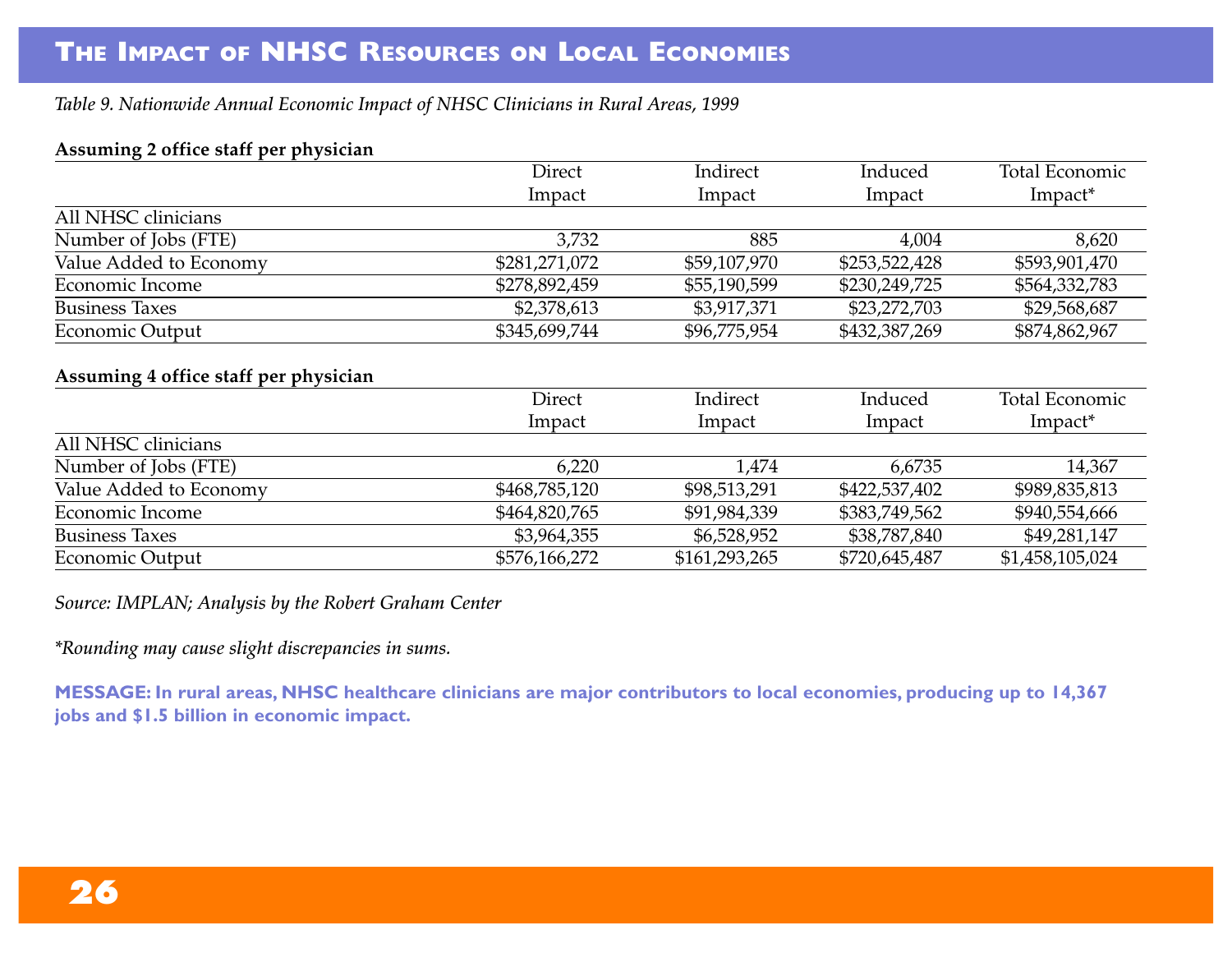# The Impact of NHSC Resources on Local Economies

*Table 9. Nationwide Annual Economic Impact of NHSC Clinicians in Rural Areas, 1999*

**Assuming 2 office staff per physician**

| | Direct Impact | Indirect Impact | Induced Impact | Total Economic Impact* |
|---|---|---|---|---|
| All NHSC clinicians | | | | |
| Number of Jobs (FTE) | 3,732 | 885 | 4,004 | 8,620 |
| Value Added to Economy | $281,271,072 | $59,107,970 | $253,522,428 | $593,901,470 |
| Economic Income | $278,892,459 | $55,190,599 | $230,249,725 | $564,332,783 |
| Business Taxes | $2,378,613 | $3,917,371 | $23,272,703 | $29,568,687 |
| Economic Output | $345,699,744 | $96,775,954 | $432,387,269 | $874,862,967 |

**Assuming 4 office staff per physician**

| | Direct Impact | Indirect Impact | Induced Impact | Total Economic Impact* |
|---|---|---|---|---|
| All NHSC clinicians | | | | |
| Number of Jobs (FTE) | 6,220 | 1,474 | 6,6735 | 14,367 |
| Value Added to Economy | $468,785,120 | $98,513,291 | $422,537,402 | $989,835,813 |
| Economic Income | $464,820,765 | $91,984,339 | $383,749,562 | $940,554,666 |
| Business Taxes | $3,964,355 | $6,528,952 | $38,787,840 | $49,281,147 |
| Economic Output | $576,166,272 | $161,293,265 | $720,645,487 | $1,458,105,024 |

*Source: IMPLAN; Analysis by the Robert Graham Center*

*\*Rounding may cause slight discrepancies in sums.*

**MESSAGE: In rural areas, NHSC healthcare clinicians are major contributors to local economies, producing up to 14,367 jobs and $1.5 billion in economic impact.**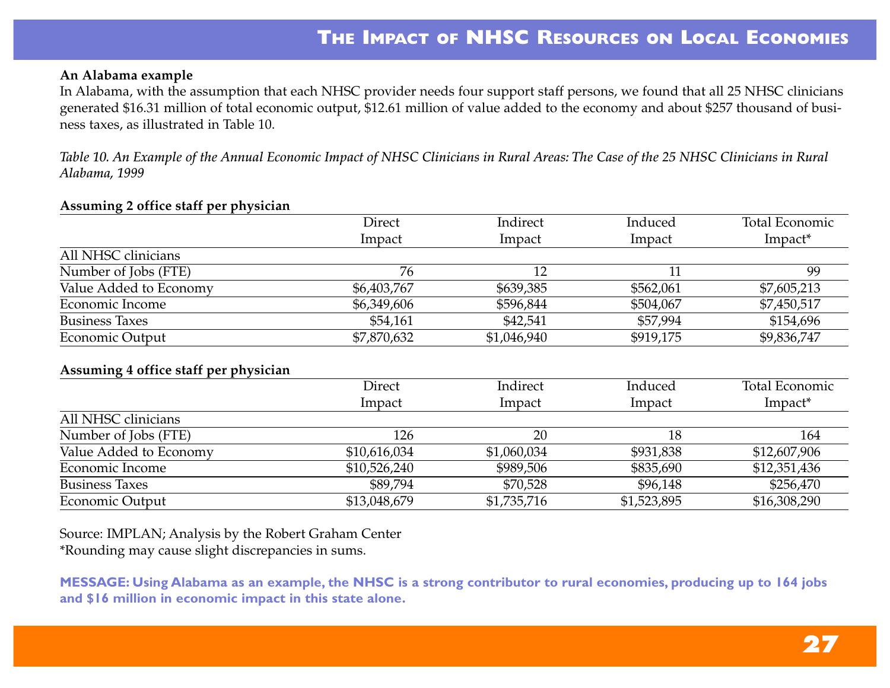**An Alabama example**

In Alabama, with the assumption that each NHSC provider needs four support staff persons, we found that all 25 NHSC clinicians generated $16.31 million of total economic output, $12.61 million of value added to the economy and about $257 thousand of business taxes, as illustrated in Table 10.

*Table 10. An Example of the Annual Economic Impact of NHSC Clinicians in Rural Areas: The Case of the 25 NHSC Clinicians in Rural Alabama, 1999*

**Assuming 2 office staff per physician**

| | Direct Impact | Indirect Impact | Induced Impact | Total Economic Impact* |
|---|---|---|---|---|
| All NHSC clinicians | | | | |
| Number of Jobs (FTE) | 76 | 12 | 11 | 99 |
| Value Added to Economy | $6,403,767 | $639,385 | $562,061 | $7,605,213 |
| Economic Income | $6,349,606 | $596,844 | $504,067 | $7,450,517 |
| Business Taxes | $54,161 | $42,541 | $57,994 | $154,696 |
| Economic Output | $7,870,632 | $1,046,940 | $919,175 | $9,836,747 |

**Assuming 4 office staff per physician**

| | Direct Impact | Indirect Impact | Induced Impact | Total Economic Impact* |
|---|---|---|---|---|
| All NHSC clinicians | | | | |
| Number of Jobs (FTE) | 126 | 20 | 18 | 164 |
| Value Added to Economy | $10,616,034 | $1,060,034 | $931,838 | $12,607,906 |
| Economic Income | $10,526,240 | $989,506 | $835,690 | $12,351,436 |
| Business Taxes | $89,794 | $70,528 | $96,148 | $256,470 |
| Economic Output | $13,048,679 | $1,735,716 | $1,523,895 | $16,308,290 |

Source: IMPLAN; Analysis by the Robert Graham Center

*Rounding may cause slight discrepancies in sums.

**MESSAGE: Using Alabama as an example, the NHSC is a strong contributor to rural economies, producing up to 164 jobs and $16 million in economic impact in this state alone.**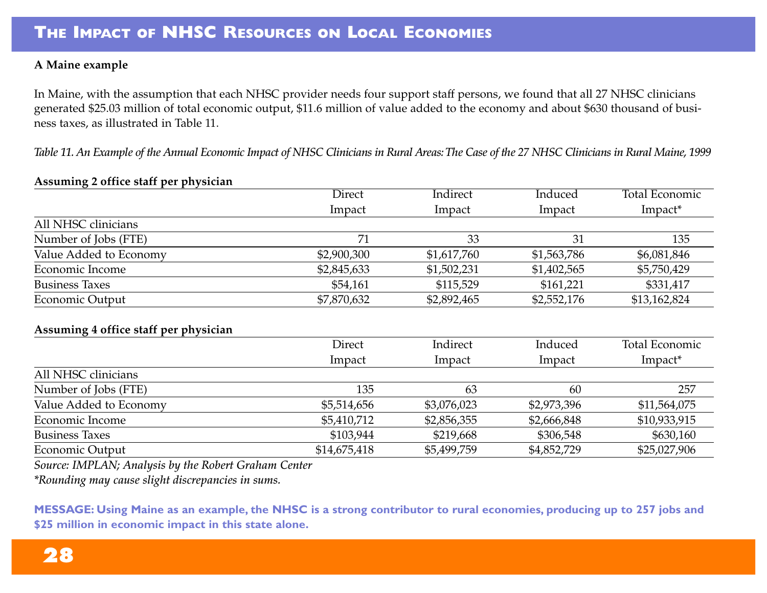# The Impact of NHSC Resources on Local Economies

**A Maine example**

In Maine, with the assumption that each NHSC provider needs four support staff persons, we found that all 27 NHSC clinicians generated $25.03 million of total economic output, $11.6 million of value added to the economy and about $630 thousand of business taxes, as illustrated in Table 11.

*Table 11. An Example of the Annual Economic Impact of NHSC Clinicians in Rural Areas: The Case of the 27 NHSC Clinicians in Rural Maine, 1999*

**Assuming 2 office staff per physician**

| | Direct Impact | Indirect Impact | Induced Impact | Total Economic Impact* |
|---|---|---|---|---|
| All NHSC clinicians | | | | |
| Number of Jobs (FTE) | 71 | 33 | 31 | 135 |
| Value Added to Economy | $2,900,300 | $1,617,760 | $1,563,786 | $6,081,846 |
| Economic Income | $2,845,633 | $1,502,231 | $1,402,565 | $5,750,429 |
| Business Taxes | $54,161 | $115,529 | $161,221 | $331,417 |
| Economic Output | $7,870,632 | $2,892,465 | $2,552,176 | $13,162,824 |

**Assuming 4 office staff per physician**

| | Direct Impact | Indirect Impact | Induced Impact | Total Economic Impact* |
|---|---|---|---|---|
| All NHSC clinicians | | | | |
| Number of Jobs (FTE) | 135 | 63 | 60 | 257 |
| Value Added to Economy | $5,514,656 | $3,076,023 | $2,973,396 | $11,564,075 |
| Economic Income | $5,410,712 | $2,856,355 | $2,666,848 | $10,933,915 |
| Business Taxes | $103,944 | $219,668 | $306,548 | $630,160 |
| Economic Output | $14,675,418 | $5,499,759 | $4,852,729 | $25,027,906 |

*Source: IMPLAN; Analysis by the Robert Graham Center*

*\*Rounding may cause slight discrepancies in sums.*

**MESSAGE: Using Maine as an example, the NHSC is a strong contributor to rural economies, producing up to 257 jobs and $25 million in economic impact in this state alone.**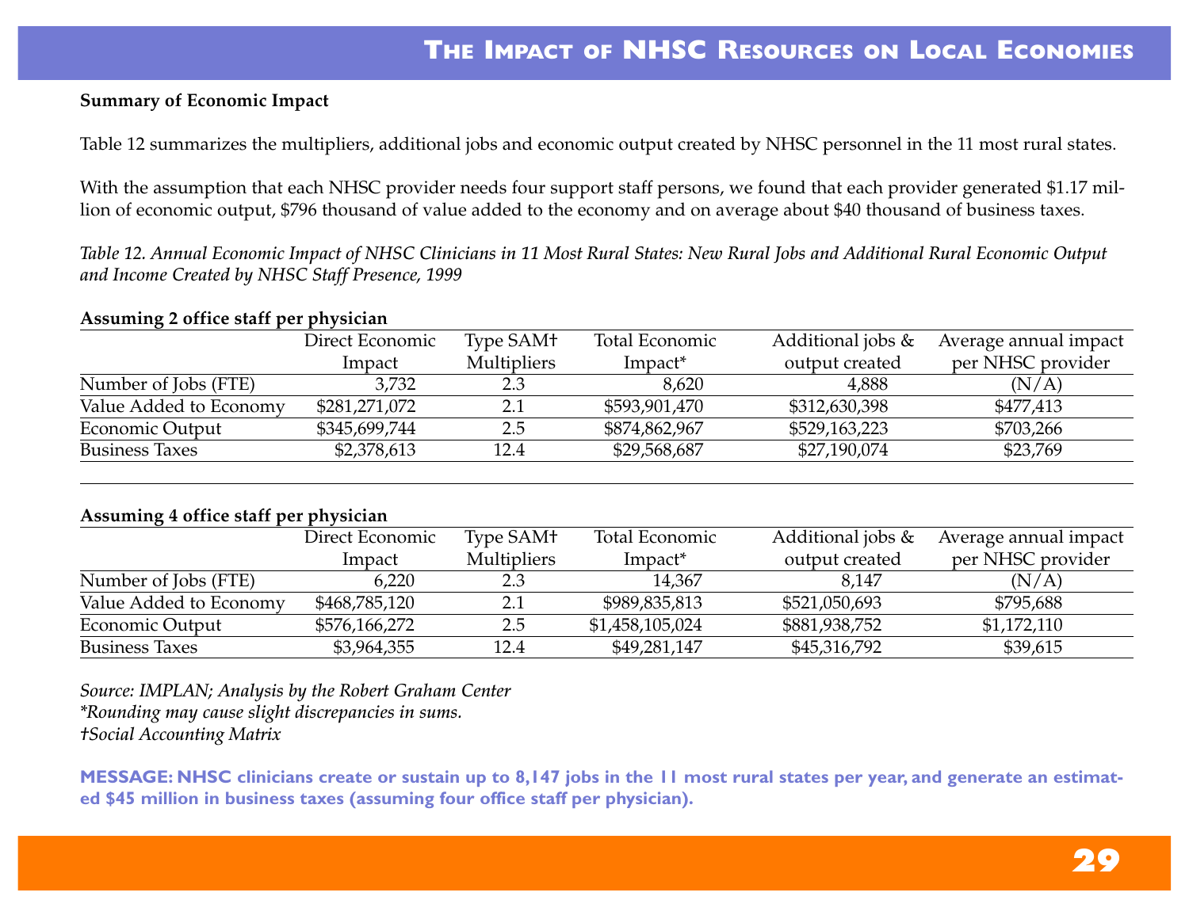# The Impact of NHSC Resources on Local Economies

**Summary of Economic Impact**

Table 12 summarizes the multipliers, additional jobs and economic output created by NHSC personnel in the 11 most rural states.

With the assumption that each NHSC provider needs four support staff persons, we found that each provider generated $1.17 million of economic output, $796 thousand of value added to the economy and on average about $40 thousand of business taxes.

*Table 12. Annual Economic Impact of NHSC Clinicians in 11 Most Rural States: New Rural Jobs and Additional Rural Economic Output and Income Created by NHSC Staff Presence, 1999*

**Assuming 2 office staff per physician**

| | Direct Economic Impact | Type SAM† Multipliers | Total Economic Impact* | Additional jobs & output created | Average annual impact per NHSC provider |
|---|---|---|---|---|---|
| Number of Jobs (FTE) | 3,732 | 2.3 | 8,620 | 4,888 | (N/A) |
| Value Added to Economy | $281,271,072 | 2.1 | $593,901,470 | $312,630,398 | $477,413 |
| Economic Output | $345,699,744 | 2.5 | $874,862,967 | $529,163,223 | $703,266 |
| Business Taxes | $2,378,613 | 12.4 | $29,568,687 | $27,190,074 | $23,769 |

**Assuming 4 office staff per physician**

| | Direct Economic Impact | Type SAM† Multipliers | Total Economic Impact* | Additional jobs & output created | Average annual impact per NHSC provider |
|---|---|---|---|---|---|
| Number of Jobs (FTE) | 6,220 | 2.3 | 14,367 | 8,147 | (N/A) |
| Value Added to Economy | $468,785,120 | 2.1 | $989,835,813 | $521,050,693 | $795,688 |
| Economic Output | $576,166,272 | 2.5 | $1,458,105,024 | $881,938,752 | $1,172,110 |
| Business Taxes | $3,964,355 | 12.4 | $49,281,147 | $45,316,792 | $39,615 |

*Source: IMPLAN; Analysis by the Robert Graham Center*
*\*Rounding may cause slight discrepancies in sums.*
*†Social Accounting Matrix*

**MESSAGE: NHSC clinicians create or sustain up to 8,147 jobs in the 11 most rural states per year, and generate an estimated $45 million in business taxes (assuming four office staff per physician).**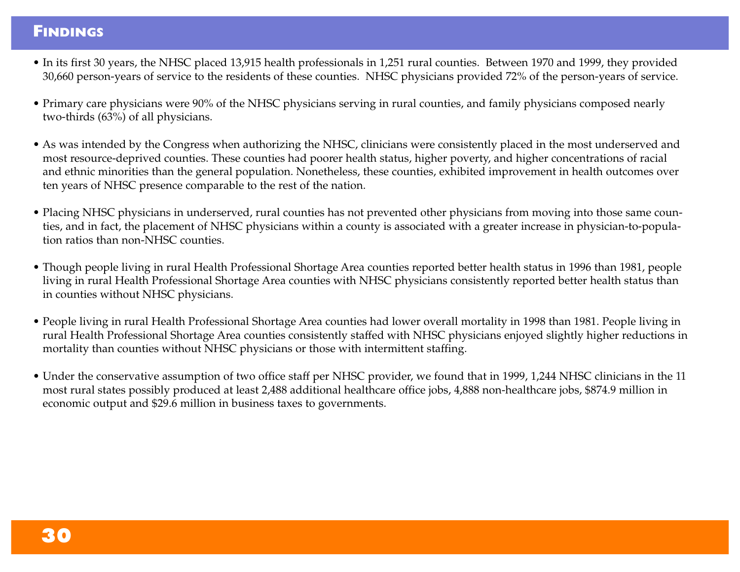## Findings

- In its first 30 years, the NHSC placed 13,915 health professionals in 1,251 rural counties. Between 1970 and 1999, they provided 30,660 person-years of service to the residents of these counties. NHSC physicians provided 72% of the person-years of service.

- Primary care physicians were 90% of the NHSC physicians serving in rural counties, and family physicians composed nearly two-thirds (63%) of all physicians.

- As was intended by the Congress when authorizing the NHSC, clinicians were consistently placed in the most underserved and most resource-deprived counties. These counties had poorer health status, higher poverty, and higher concentrations of racial and ethnic minorities than the general population. Nonetheless, these counties, exhibited improvement in health outcomes over ten years of NHSC presence comparable to the rest of the nation.

- Placing NHSC physicians in underserved, rural counties has not prevented other physicians from moving into those same counties, and in fact, the placement of NHSC physicians within a county is associated with a greater increase in physician-to-population ratios than non-NHSC counties.

- Though people living in rural Health Professional Shortage Area counties reported better health status in 1996 than 1981, people living in rural Health Professional Shortage Area counties with NHSC physicians consistently reported better health status than in counties without NHSC physicians.

- People living in rural Health Professional Shortage Area counties had lower overall mortality in 1998 than 1981. People living in rural Health Professional Shortage Area counties consistently staffed with NHSC physicians enjoyed slightly higher reductions in mortality than counties without NHSC physicians or those with intermittent staffing.

- Under the conservative assumption of two office staff per NHSC provider, we found that in 1999, 1,244 NHSC clinicians in the 11 most rural states possibly produced at least 2,488 additional healthcare office jobs, 4,888 non-healthcare jobs, $874.9 million in economic output and $29.6 million in business taxes to governments.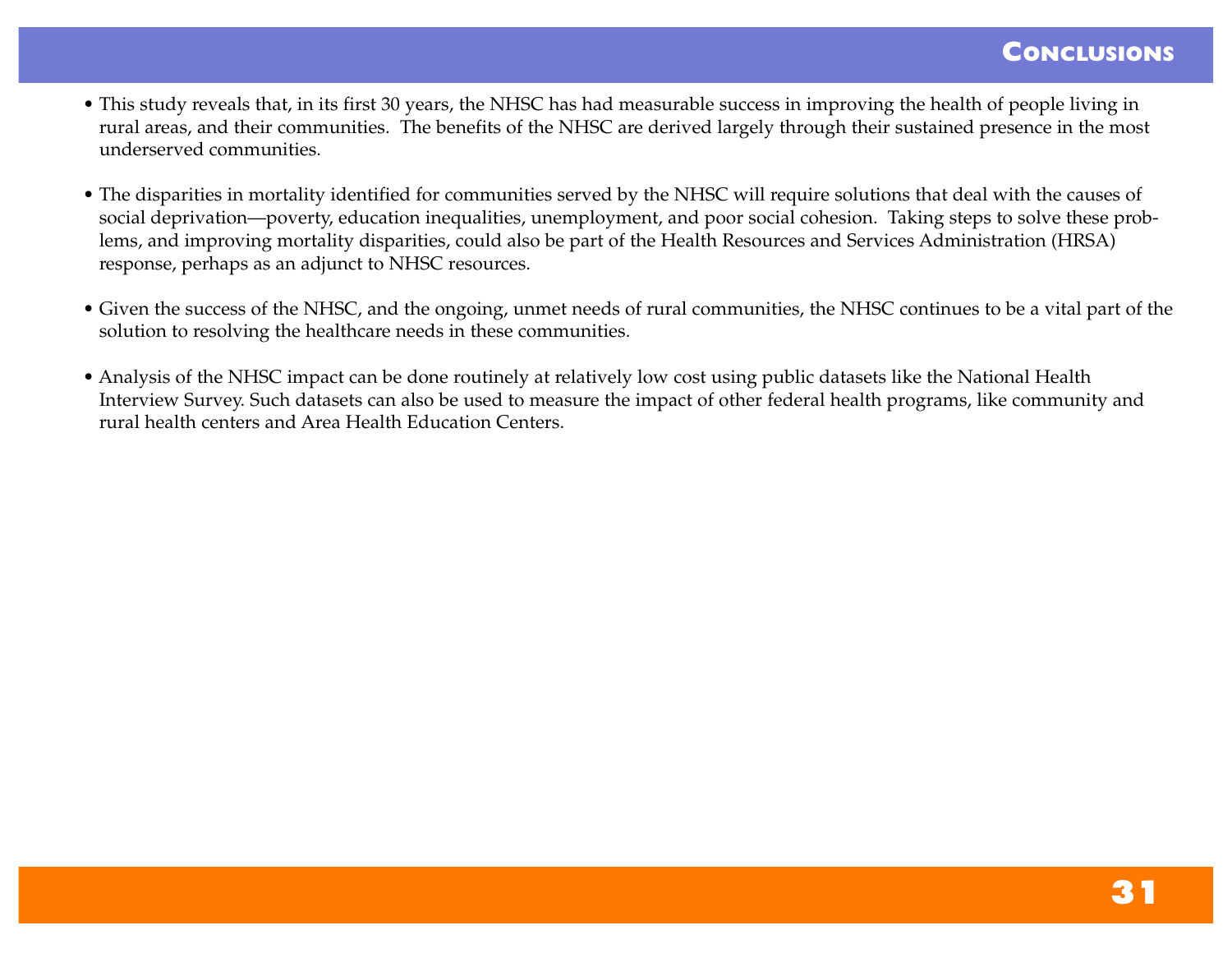## Conclusions

- This study reveals that, in its first 30 years, the NHSC has had measurable success in improving the health of people living in rural areas, and their communities. The benefits of the NHSC are derived largely through their sustained presence in the most underserved communities.

- The disparities in mortality identified for communities served by the NHSC will require solutions that deal with the causes of social deprivation—poverty, education inequalities, unemployment, and poor social cohesion. Taking steps to solve these problems, and improving mortality disparities, could also be part of the Health Resources and Services Administration (HRSA) response, perhaps as an adjunct to NHSC resources.

- Given the success of the NHSC, and the ongoing, unmet needs of rural communities, the NHSC continues to be a vital part of the solution to resolving the healthcare needs in these communities.

- Analysis of the NHSC impact can be done routinely at relatively low cost using public datasets like the National Health Interview Survey. Such datasets can also be used to measure the impact of other federal health programs, like community and rural health centers and Area Health Education Centers.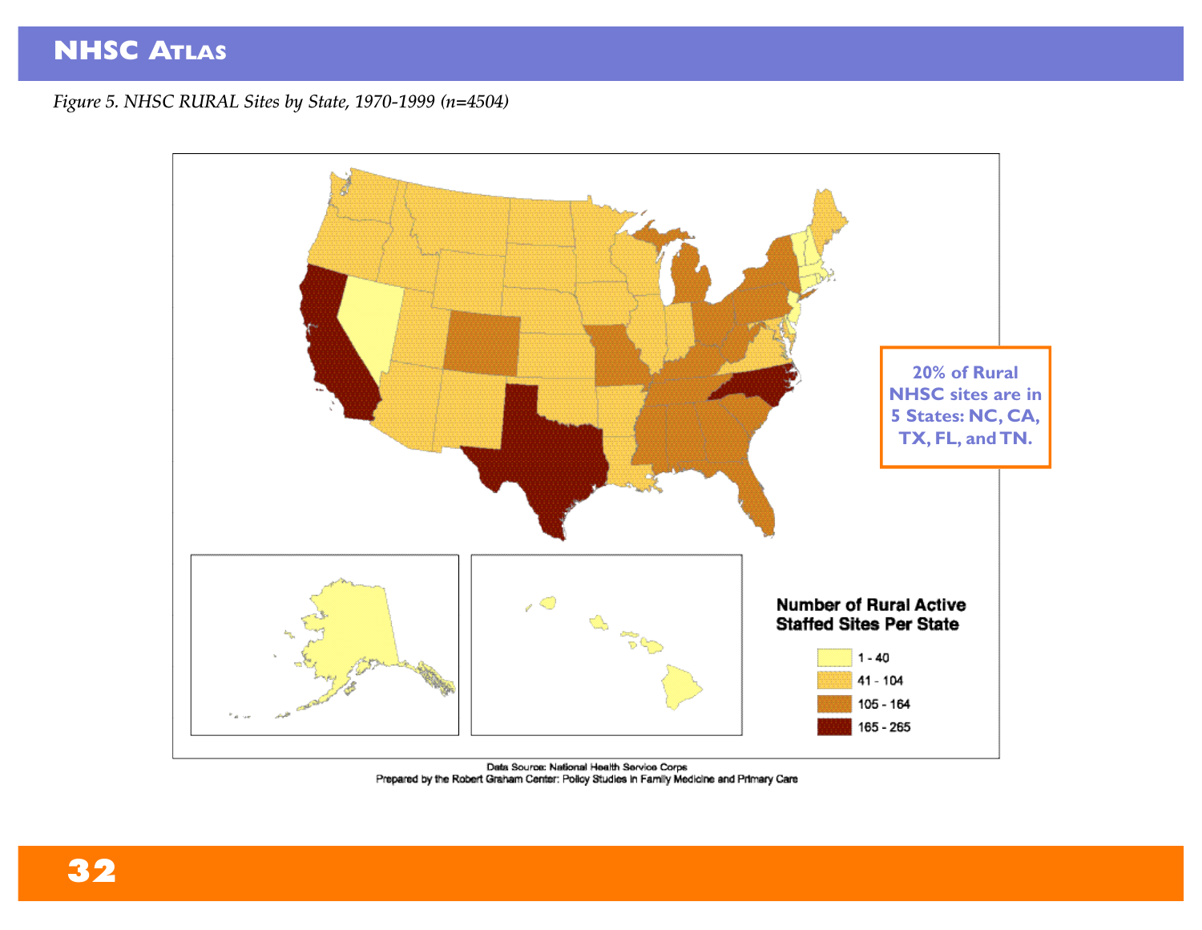*Figure 5. NHSC RURAL Sites by State, 1970-1999 (n=4504)*

**20% of Rural NHSC sites are in 5 States: NC, CA, TX, FL, and TN.**

**Number of Rural Active Staffed Sites Per State**

- 1 - 40
- 41 - 104
- 105 - 164
- 165 - 265

Data Source: National Health Service Corps
Prepared by the Robert Graham Center: Policy Studies in Family Medicine and Primary Care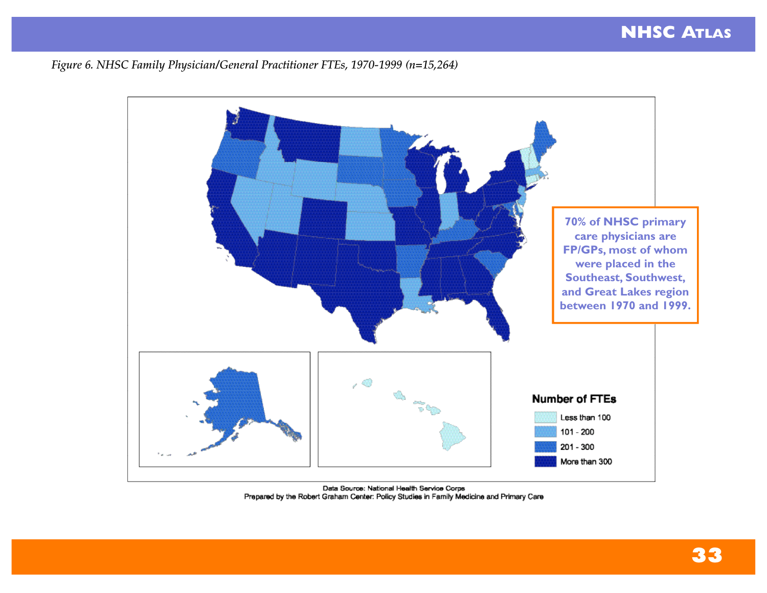*Figure 6. NHSC Family Physician/General Practitioner FTEs, 1970-1999 (n=15,264)*

**Number of FTEs**

- Less than 100
- 101 - 200
- 201 - 300
- More than 300

Data Source: National Health Service Corps
Prepared by the Robert Graham Center: Policy Studies in Family Medicine and Primary Care

**70% of NHSC primary care physicians are FP/GPs, most of whom were placed in the Southeast, Southwest, and Great Lakes region between 1970 and 1999.**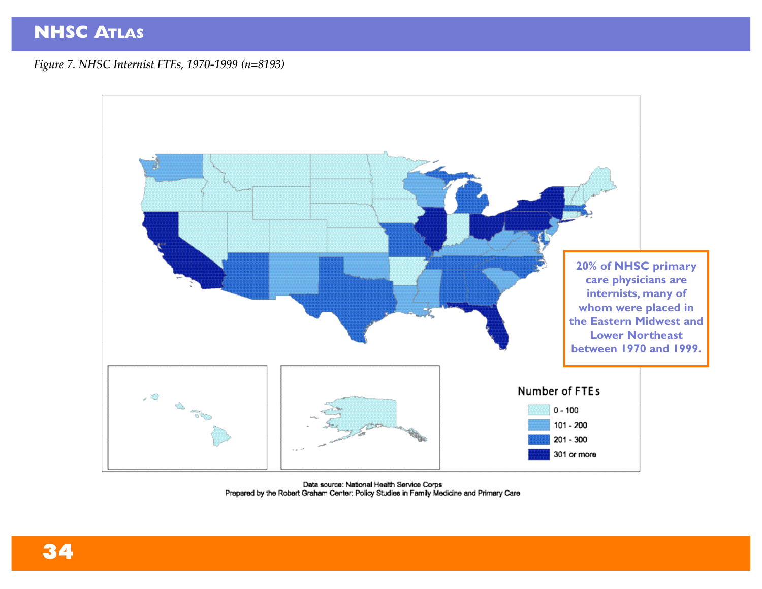*Figure 7. NHSC Internist FTEs, 1970-1999 (n=8193)*

**Number of FTEs**

- 0 - 100
- 101 - 200
- 201 - 300
- 301 or more

**20% of NHSC primary care physicians are internists, many of whom were placed in the Eastern Midwest and Lower Northeast between 1970 and 1999.**

Data source: National Health Service Corps
Prepared by the Robert Graham Center: Policy Studies in Family Medicine and Primary Care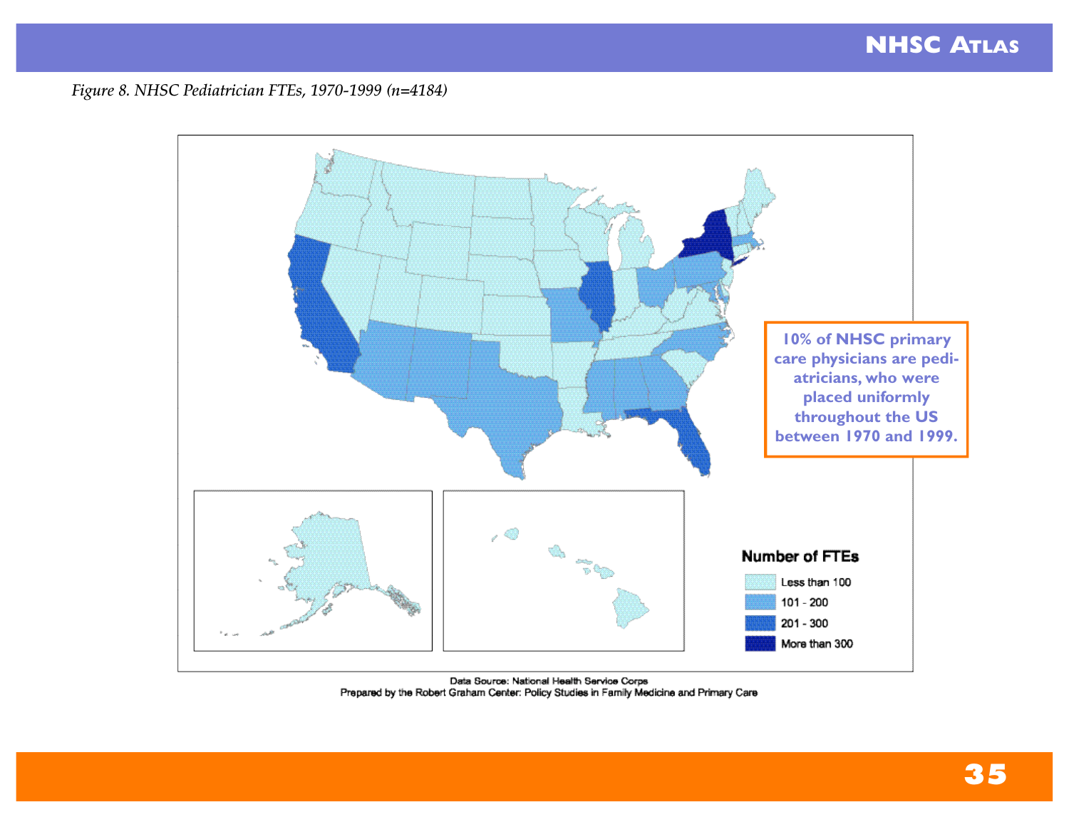*Figure 8. NHSC Pediatrician FTEs, 1970-1999 (n=4184)*

**Number of FTEs**

- Less than 100
- 101 - 200
- 201 - 300
- More than 300

Data Source: National Health Service Corps
Prepared by the Robert Graham Center: Policy Studies in Family Medicine and Primary Care

**10% of NHSC primary care physicians are pediatricians, who were placed uniformly throughout the US between 1970 and 1999.**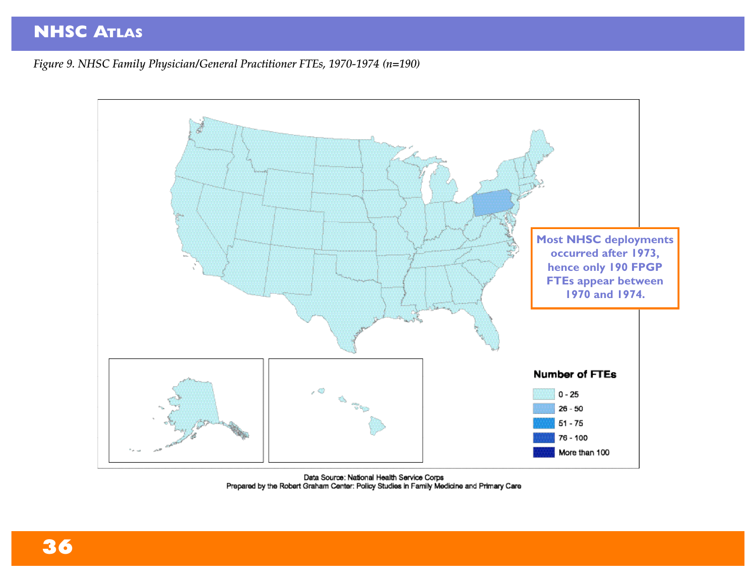*Figure 9. NHSC Family Physician/General Practitioner FTEs, 1970-1974 (n=190)*

**Most NHSC deployments occurred after 1973, hence only 190 FPGP FTEs appear between 1970 and 1974.**

**Number of FTEs**

- 0 - 25
- 26 - 50
- 51 - 75
- 76 - 100
- More than 100

Data Source: National Health Service Corps
Prepared by the Robert Graham Center: Policy Studies in Family Medicine and Primary Care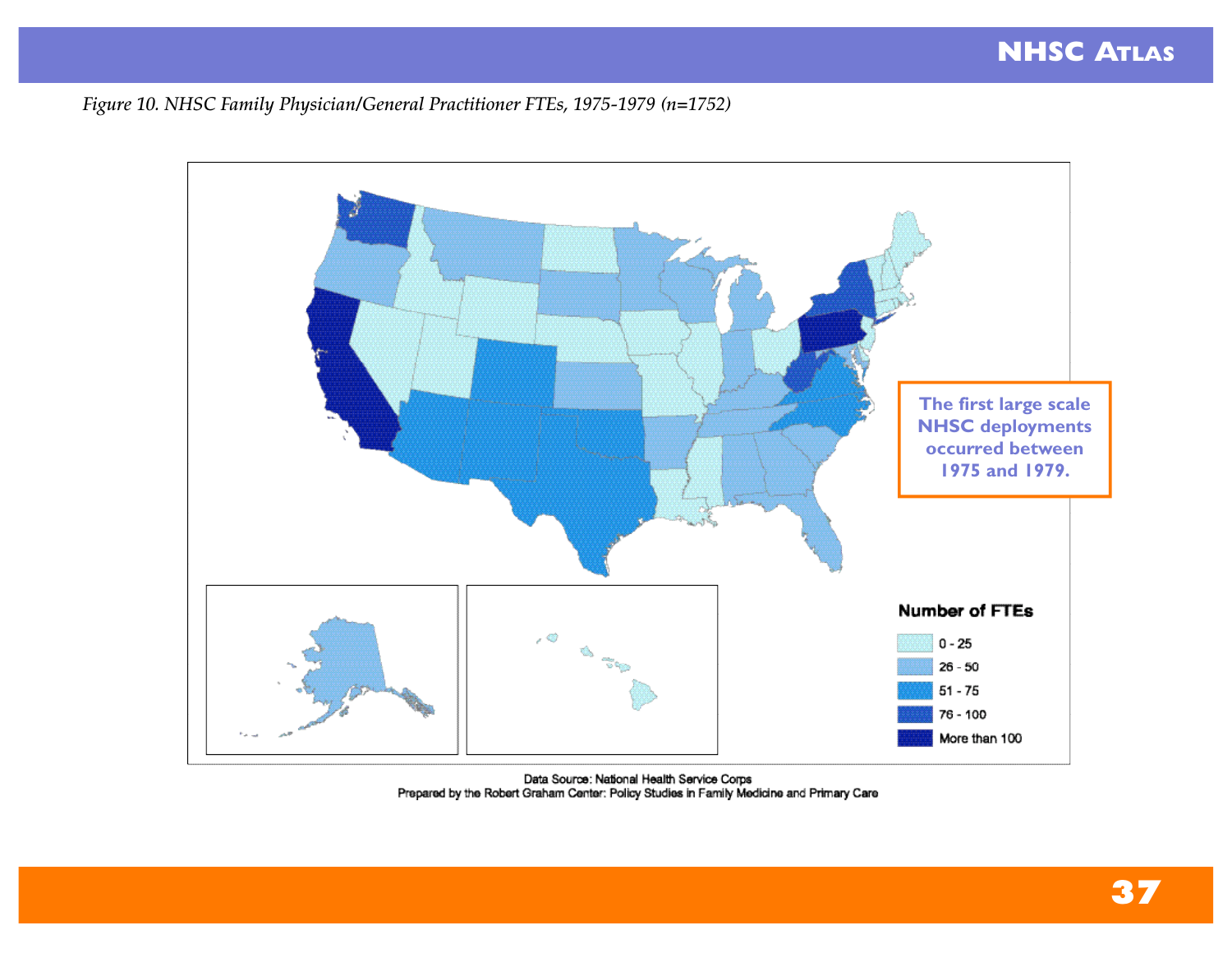*Figure 10. NHSC Family Physician/General Practitioner FTEs, 1975-1979 (n=1752)*

**Number of FTEs**

- 0 - 25
- 26 - 50
- 51 - 75
- 76 - 100
- More than 100

**The first large scale NHSC deployments occurred between 1975 and 1979.**

Data Source: National Health Service Corps
Prepared by the Robert Graham Center: Policy Studies in Family Medicine and Primary Care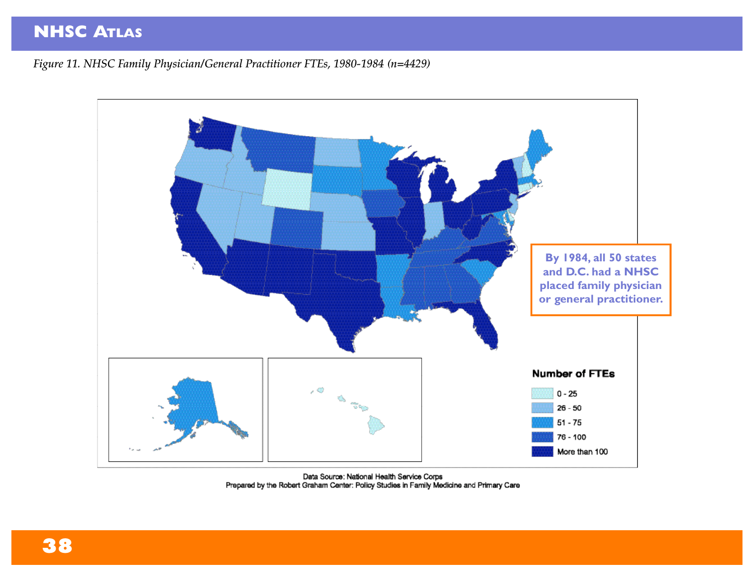*Figure 11. NHSC Family Physician/General Practitioner FTEs, 1980-1984 (n=4429)*

**Number of FTEs**

- 0 - 25
- 26 - 50
- 51 - 75
- 76 - 100
- More than 100

**By 1984, all 50 states and D.C. had a NHSC placed family physician or general practitioner.**

Data Source: National Health Service Corps
Prepared by the Robert Graham Center: Policy Studies in Family Medicine and Primary Care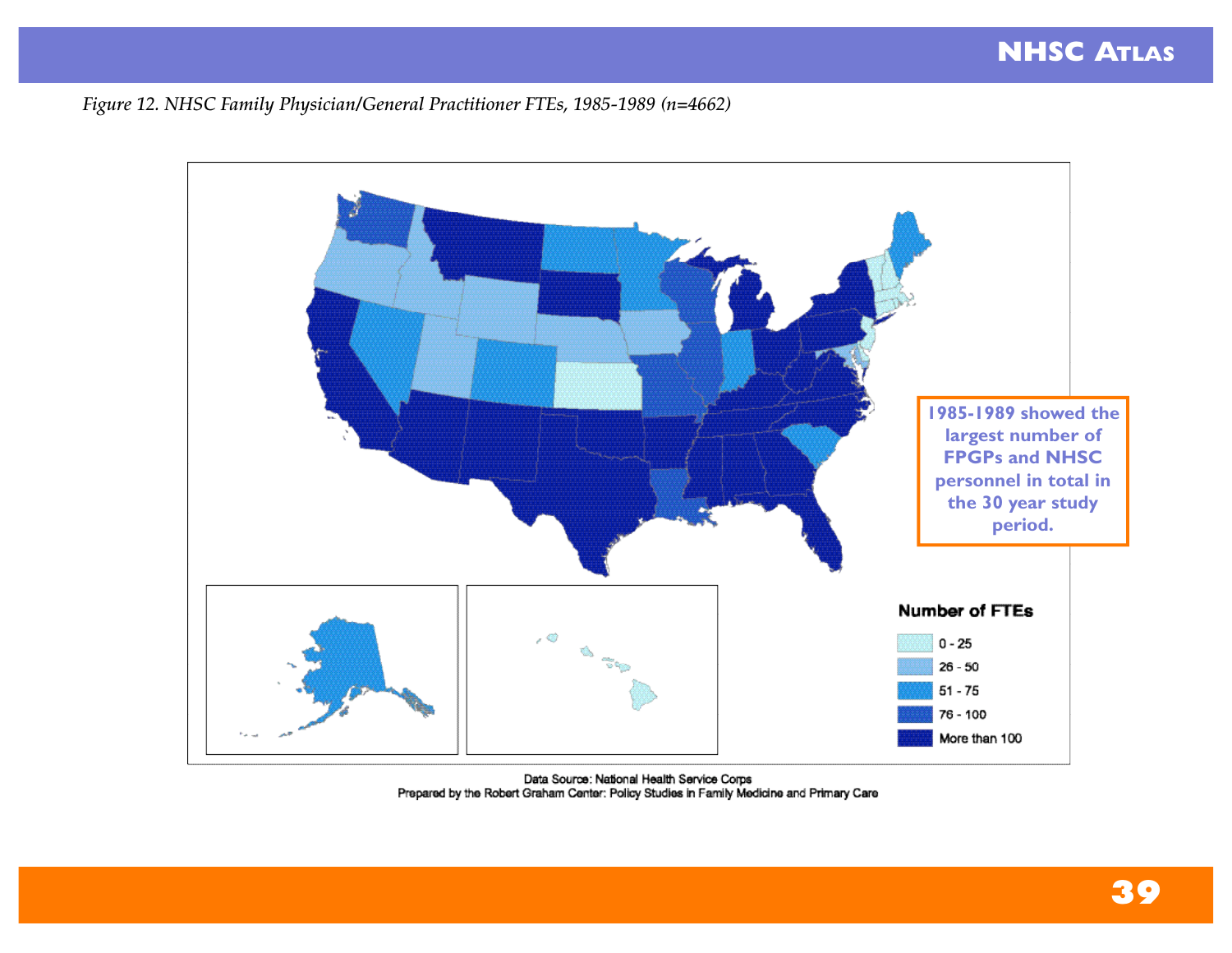*Figure 12. NHSC Family Physician/General Practitioner FTEs, 1985-1989 (n=4662)*

**1985-1989 showed the largest number of FPGPs and NHSC personnel in total in the 30 year study period.**

**Number of FTEs**

- 0 - 25
- 26 - 50
- 51 - 75
- 76 - 100
- More than 100

Data Source: National Health Service Corps
Prepared by the Robert Graham Center: Policy Studies in Family Medicine and Primary Care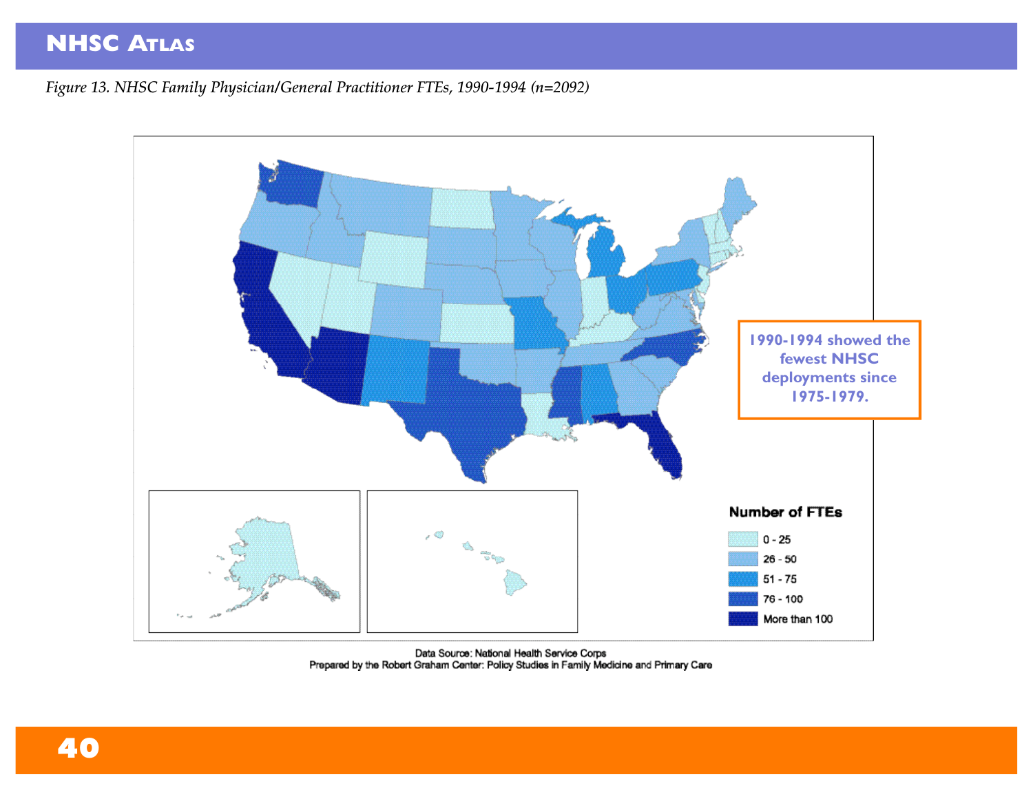*Figure 13. NHSC Family Physician/General Practitioner FTEs, 1990-1994 (n=2092)*

**Number of FTEs**

- 0 - 25
- 26 - 50
- 51 - 75
- 76 - 100
- More than 100

Data Source: National Health Service Corps
Prepared by the Robert Graham Center: Policy Studies in Family Medicine and Primary Care

**1990-1994 showed the fewest NHSC deployments since 1975-1979.**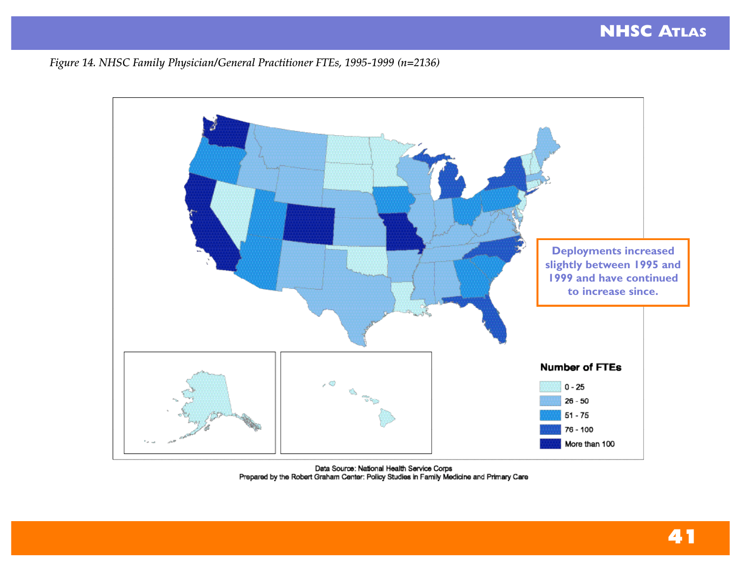*Figure 14. NHSC Family Physician/General Practitioner FTEs, 1995-1999 (n=2136)*

**Number of FTEs**

- 0 - 25
- 26 - 50
- 51 - 75
- 76 - 100
- More than 100

**Deployments increased slightly between 1995 and 1999 and have continued to increase since.**

Data Source: National Health Service Corps
Prepared by the Robert Graham Center: Policy Studies in Family Medicine and Primary Care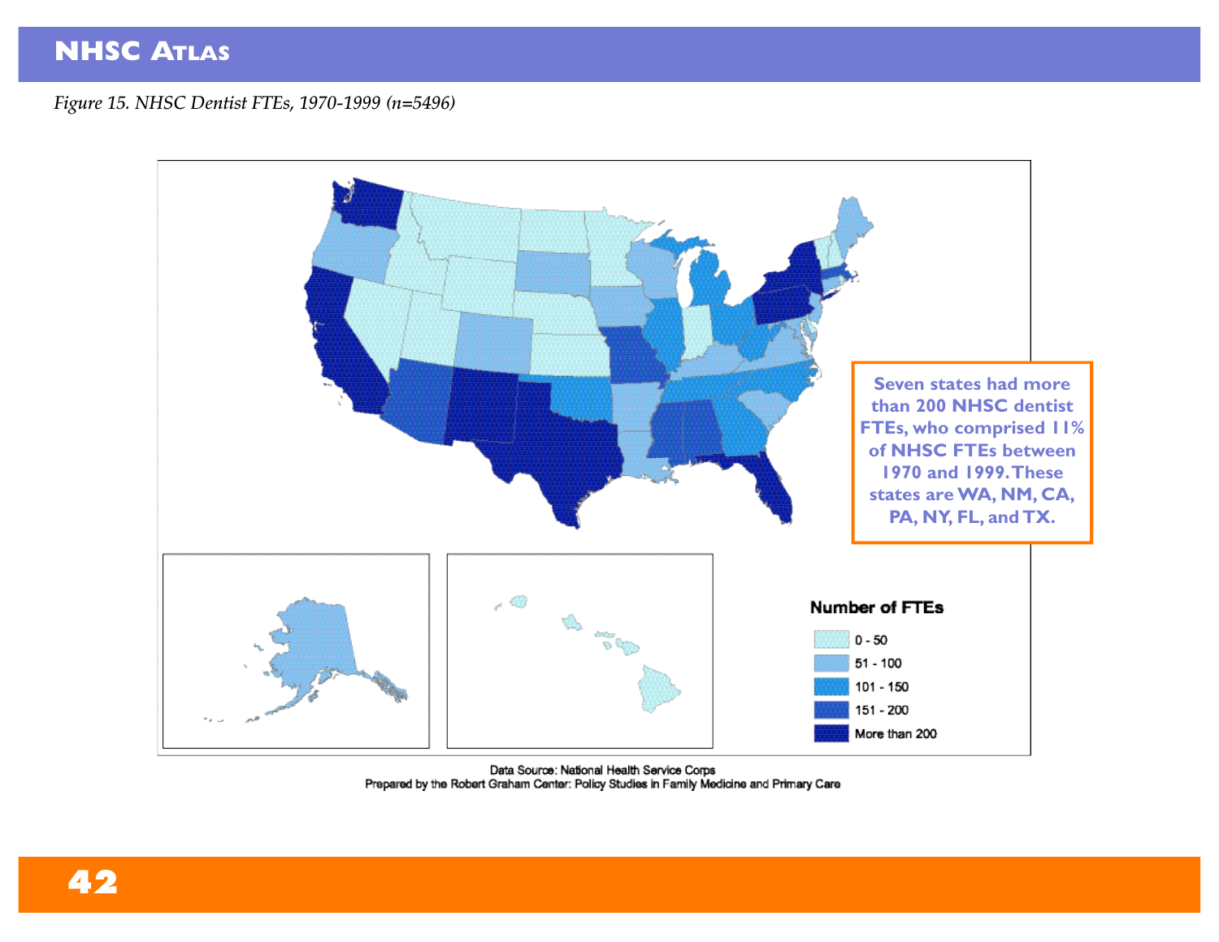*Figure 15. NHSC Dentist FTEs, 1970-1999 (n=5496)*

**Seven states had more than 200 NHSC dentist FTEs, who comprised 11% of NHSC FTEs between 1970 and 1999. These states are WA, NM, CA, PA, NY, FL, and TX.**

**Number of FTEs**

- 0 - 50
- 51 - 100
- 101 - 150
- 151 - 200
- More than 200

Data Source: National Health Service Corps
Prepared by the Robert Graham Center: Policy Studies in Family Medicine and Primary Care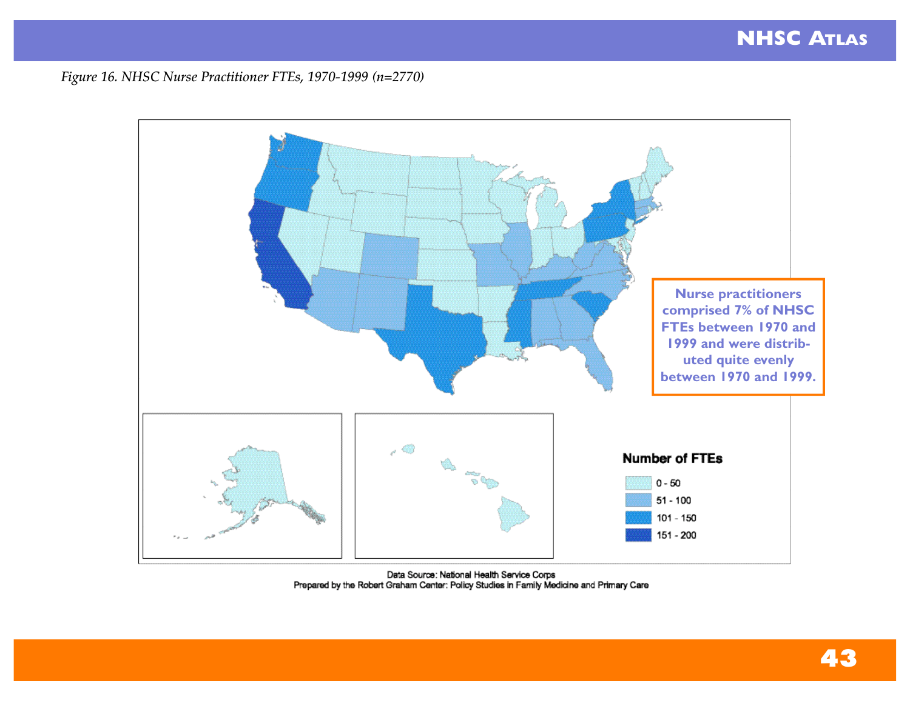*Figure 16. NHSC Nurse Practitioner FTEs, 1970-1999 (n=2770)*

**Number of FTEs**

- 0 - 50
- 51 - 100
- 101 - 150
- 151 - 200

**Nurse practitioners comprised 7% of NHSC FTEs between 1970 and 1999 and were distributed quite evenly between 1970 and 1999.**

Data Source: National Health Service Corps
Prepared by the Robert Graham Center: Policy Studies in Family Medicine and Primary Care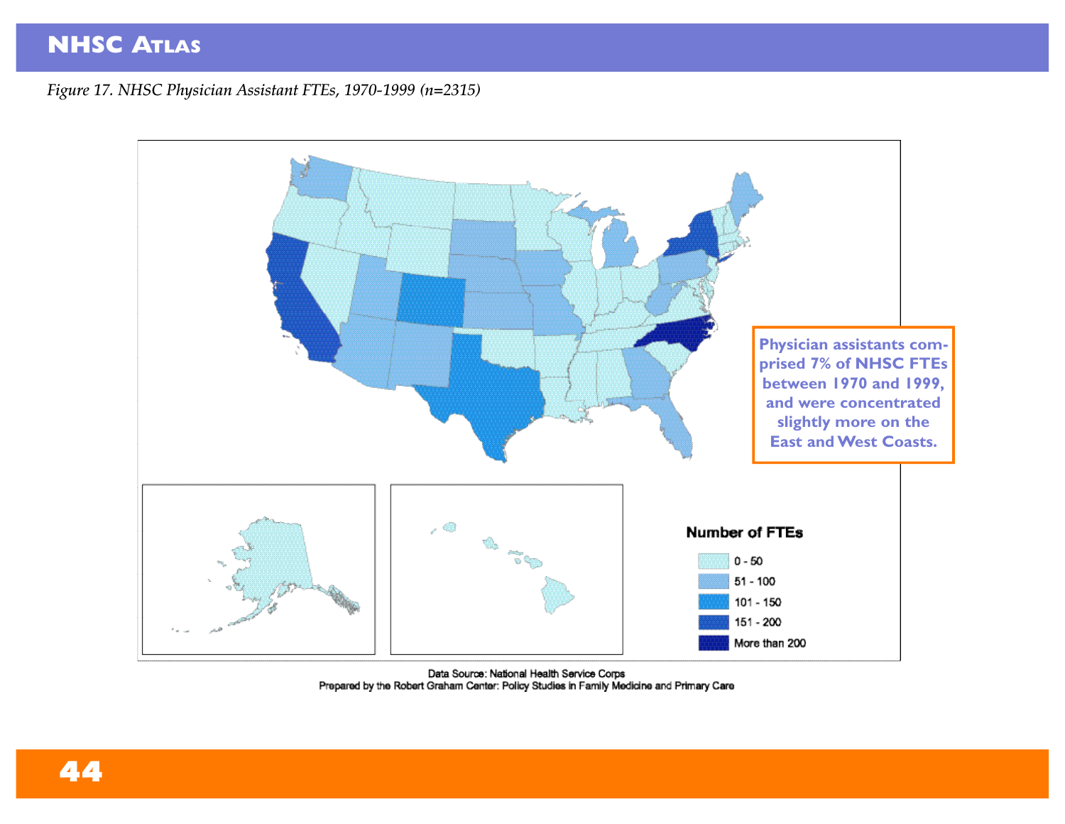*Figure 17. NHSC Physician Assistant FTEs, 1970-1999 (n=2315)*

**Number of FTEs**

- 0 - 50
- 51 - 100
- 101 - 150
- 151 - 200
- More than 200

**Physician assistants comprised 7% of NHSC FTEs between 1970 and 1999, and were concentrated slightly more on the East and West Coasts.**

Data Source: National Health Service Corps
Prepared by the Robert Graham Center: Policy Studies in Family Medicine and Primary Care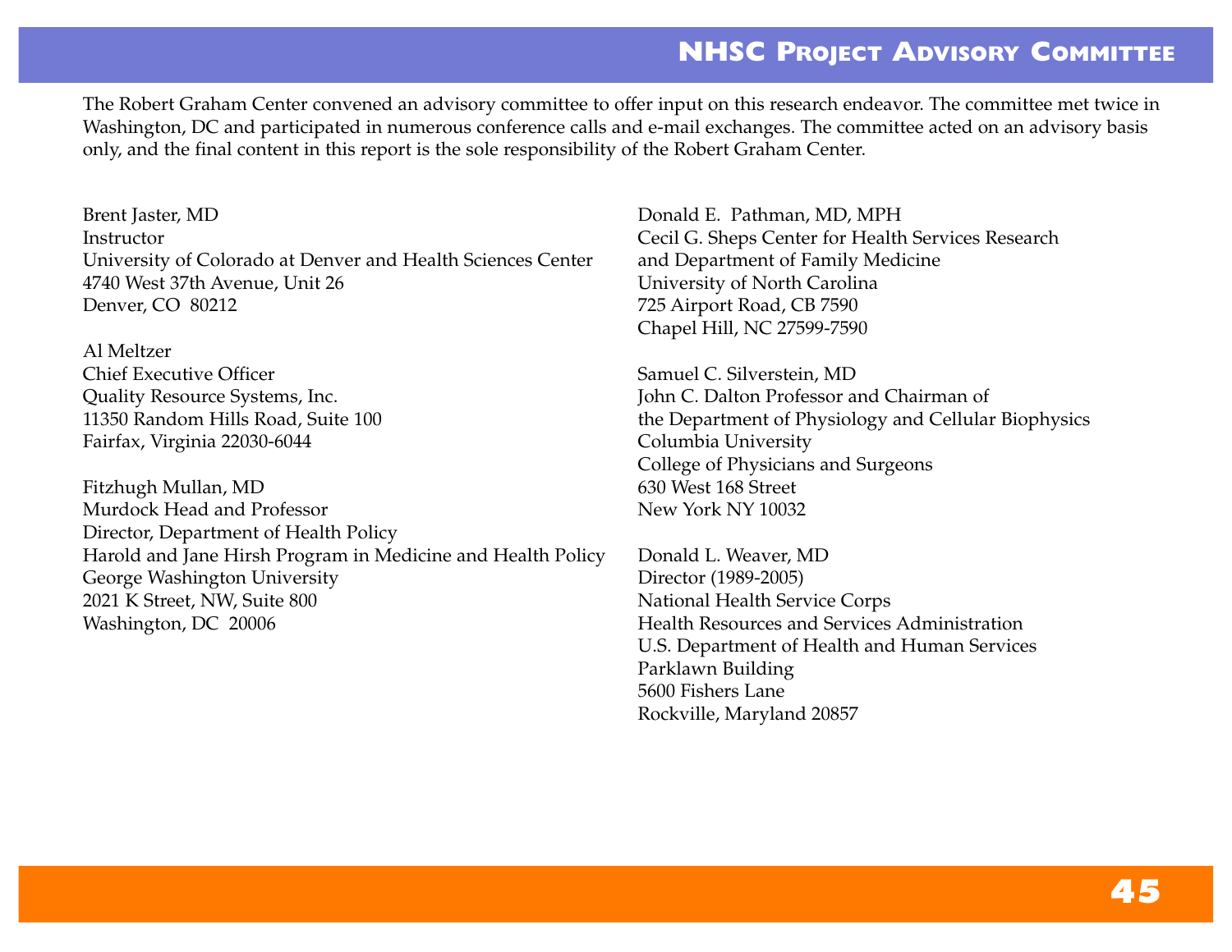# NHSC Project Advisory Committee

The Robert Graham Center convened an advisory committee to offer input on this research endeavor. The committee met twice in Washington, DC and participated in numerous conference calls and e-mail exchanges. The committee acted on an advisory basis only, and the final content in this report is the sole responsibility of the Robert Graham Center.

Brent Jaster, MD
Instructor
University of Colorado at Denver and Health Sciences Center
4740 West 37th Avenue, Unit 26
Denver, CO 80212

Al Meltzer
Chief Executive Officer
Quality Resource Systems, Inc.
11350 Random Hills Road, Suite 100
Fairfax, Virginia 22030-6044

Fitzhugh Mullan, MD
Murdock Head and Professor
Director, Department of Health Policy
Harold and Jane Hirsh Program in Medicine and Health Policy
George Washington University
2021 K Street, NW, Suite 800
Washington, DC 20006

Donald E. Pathman, MD, MPH
Cecil G. Sheps Center for Health Services Research
and Department of Family Medicine
University of North Carolina
725 Airport Road, CB 7590
Chapel Hill, NC 27599-7590

Samuel C. Silverstein, MD
John C. Dalton Professor and Chairman of
the Department of Physiology and Cellular Biophysics
Columbia University
College of Physicians and Surgeons
630 West 168 Street
New York NY 10032

Donald L. Weaver, MD
Director (1989-2005)
National Health Service Corps
Health Resources and Services Administration
U.S. Department of Health and Human Services
Parklawn Building
5600 Fishers Lane
Rockville, Maryland 20857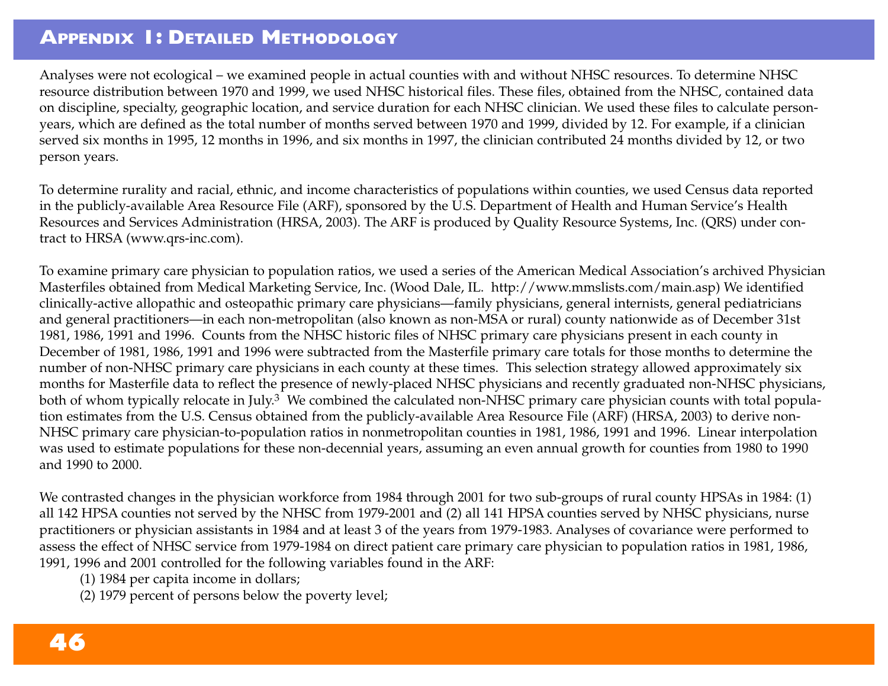# Appendix 1: Detailed Methodology

Analyses were not ecological – we examined people in actual counties with and without NHSC resources. To determine NHSC resource distribution between 1970 and 1999, we used NHSC historical files. These files, obtained from the NHSC, contained data on discipline, specialty, geographic location, and service duration for each NHSC clinician. We used these files to calculate person-years, which are defined as the total number of months served between 1970 and 1999, divided by 12. For example, if a clinician served six months in 1995, 12 months in 1996, and six months in 1997, the clinician contributed 24 months divided by 12, or two person years.

To determine rurality and racial, ethnic, and income characteristics of populations within counties, we used Census data reported in the publicly-available Area Resource File (ARF), sponsored by the U.S. Department of Health and Human Service's Health Resources and Services Administration (HRSA, 2003). The ARF is produced by Quality Resource Systems, Inc. (QRS) under contract to HRSA (www.qrs-inc.com).

To examine primary care physician to population ratios, we used a series of the American Medical Association's archived Physician Masterfiles obtained from Medical Marketing Service, Inc. (Wood Dale, IL. http://www.mmslists.com/main.asp) We identified clinically-active allopathic and osteopathic primary care physicians—family physicians, general internists, general pediatricians and general practitioners—in each non-metropolitan (also known as non-MSA or rural) county nationwide as of December 31st 1981, 1986, 1991 and 1996. Counts from the NHSC historic files of NHSC primary care physicians present in each county in December of 1981, 1986, 1991 and 1996 were subtracted from the Masterfile primary care totals for those months to determine the number of non-NHSC primary care physicians in each county at these times. This selection strategy allowed approximately six months for Masterfile data to reflect the presence of newly-placed NHSC physicians and recently graduated non-NHSC physicians, both of whom typically relocate in July.[3] We combined the calculated non-NHSC primary care physician counts with total population estimates from the U.S. Census obtained from the publicly-available Area Resource File (ARF) (HRSA, 2003) to derive non-NHSC primary care physician-to-population ratios in nonmetropolitan counties in 1981, 1986, 1991 and 1996. Linear interpolation was used to estimate populations for these non-decennial years, assuming an even annual growth for counties from 1980 to 1990 and 1990 to 2000.

We contrasted changes in the physician workforce from 1984 through 2001 for two sub-groups of rural county HPSAs in 1984: (1) all 142 HPSA counties not served by the NHSC from 1979-2001 and (2) all 141 HPSA counties served by NHSC physicians, nurse practitioners or physician assistants in 1984 and at least 3 of the years from 1979-1983. Analyses of covariance were performed to assess the effect of NHSC service from 1979-1984 on direct patient care primary care physician to population ratios in 1981, 1986, 1991, 1996 and 2001 controlled for the following variables found in the ARF:

(1) 1984 per capita income in dollars;
(2) 1979 percent of persons below the poverty level;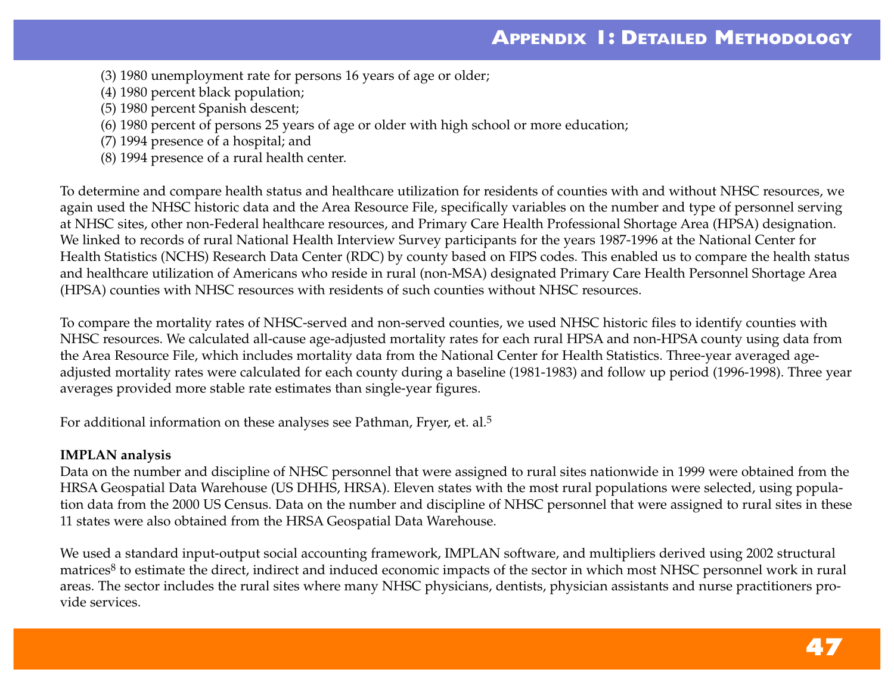(3) 1980 unemployment rate for persons 16 years of age or older;
(4) 1980 percent black population;
(5) 1980 percent Spanish descent;
(6) 1980 percent of persons 25 years of age or older with high school or more education;
(7) 1994 presence of a hospital; and
(8) 1994 presence of a rural health center.

To determine and compare health status and healthcare utilization for residents of counties with and without NHSC resources, we again used the NHSC historic data and the Area Resource File, specifically variables on the number and type of personnel serving at NHSC sites, other non-Federal healthcare resources, and Primary Care Health Professional Shortage Area (HPSA) designation. We linked to records of rural National Health Interview Survey participants for the years 1987-1996 at the National Center for Health Statistics (NCHS) Research Data Center (RDC) by county based on FIPS codes. This enabled us to compare the health status and healthcare utilization of Americans who reside in rural (non-MSA) designated Primary Care Health Personnel Shortage Area (HPSA) counties with NHSC resources with residents of such counties without NHSC resources.

To compare the mortality rates of NHSC-served and non-served counties, we used NHSC historic files to identify counties with NHSC resources. We calculated all-cause age-adjusted mortality rates for each rural HPSA and non-HPSA county using data from the Area Resource File, which includes mortality data from the National Center for Health Statistics. Three-year averaged age-adjusted mortality rates were calculated for each county during a baseline (1981-1983) and follow up period (1996-1998). Three year averages provided more stable rate estimates than single-year figures.

For additional information on these analyses see Pathman, Fryer, et. al.[5]

**IMPLAN analysis**

Data on the number and discipline of NHSC personnel that were assigned to rural sites nationwide in 1999 were obtained from the HRSA Geospatial Data Warehouse (US DHHS, HRSA). Eleven states with the most rural populations were selected, using population data from the 2000 US Census. Data on the number and discipline of NHSC personnel that were assigned to rural sites in these 11 states were also obtained from the HRSA Geospatial Data Warehouse.

We used a standard input-output social accounting framework, IMPLAN software, and multipliers derived using 2002 structural matrices[8] to estimate the direct, indirect and induced economic impacts of the sector in which most NHSC personnel work in rural areas. The sector includes the rural sites where many NHSC physicians, dentists, physician assistants and nurse practitioners provide services.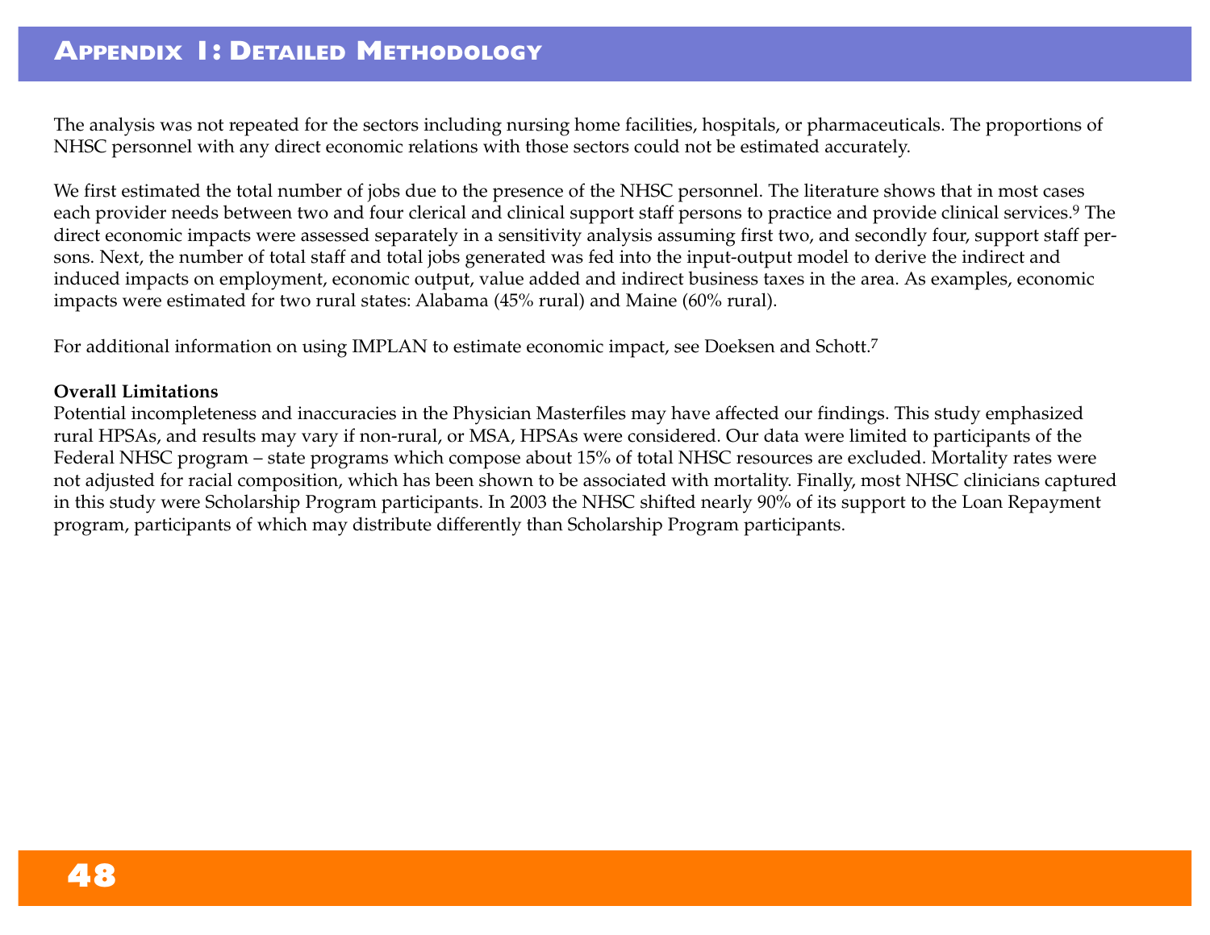## Appendix 1: Detailed Methodology

The analysis was not repeated for the sectors including nursing home facilities, hospitals, or pharmaceuticals. The proportions of NHSC personnel with any direct economic relations with those sectors could not be estimated accurately.

We first estimated the total number of jobs due to the presence of the NHSC personnel. The literature shows that in most cases each provider needs between two and four clerical and clinical support staff persons to practice and provide clinical services.[9] The direct economic impacts were assessed separately in a sensitivity analysis assuming first two, and secondly four, support staff persons. Next, the number of total staff and total jobs generated was fed into the input-output model to derive the indirect and induced impacts on employment, economic output, value added and indirect business taxes in the area. As examples, economic impacts were estimated for two rural states: Alabama (45% rural) and Maine (60% rural).

For additional information on using IMPLAN to estimate economic impact, see Doeksen and Schott.[7]

**Overall Limitations**

Potential incompleteness and inaccuracies in the Physician Masterfiles may have affected our findings. This study emphasized rural HPSAs, and results may vary if non-rural, or MSA, HPSAs were considered. Our data were limited to participants of the Federal NHSC program – state programs which compose about 15% of total NHSC resources are excluded. Mortality rates were not adjusted for racial composition, which has been shown to be associated with mortality. Finally, most NHSC clinicians captured in this study were Scholarship Program participants. In 2003 the NHSC shifted nearly 90% of its support to the Loan Repayment program, participants of which may distribute differently than Scholarship Program participants.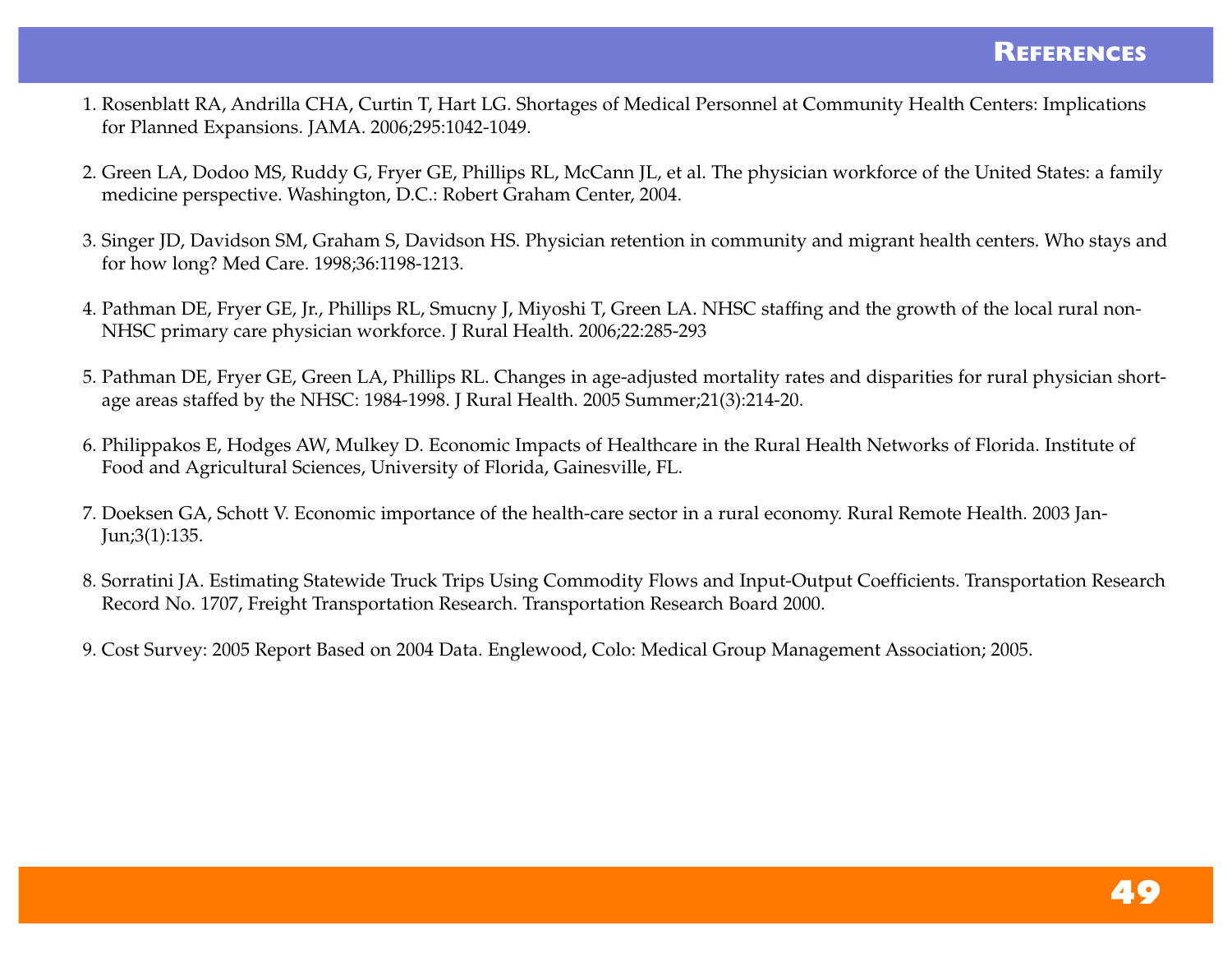# References

1. Rosenblatt RA, Andrilla CHA, Curtin T, Hart LG. Shortages of Medical Personnel at Community Health Centers: Implications for Planned Expansions. JAMA. 2006;295:1042-1049.

2. Green LA, Dodoo MS, Ruddy G, Fryer GE, Phillips RL, McCann JL, et al. The physician workforce of the United States: a family medicine perspective. Washington, D.C.: Robert Graham Center, 2004.

3. Singer JD, Davidson SM, Graham S, Davidson HS. Physician retention in community and migrant health centers. Who stays and for how long? Med Care. 1998;36:1198-1213.

4. Pathman DE, Fryer GE, Jr., Phillips RL, Smucny J, Miyoshi T, Green LA. NHSC staffing and the growth of the local rural non-NHSC primary care physician workforce. J Rural Health. 2006;22:285-293

5. Pathman DE, Fryer GE, Green LA, Phillips RL. Changes in age-adjusted mortality rates and disparities for rural physician shortage areas staffed by the NHSC: 1984-1998. J Rural Health. 2005 Summer;21(3):214-20.

6. Philippakos E, Hodges AW, Mulkey D. Economic Impacts of Healthcare in the Rural Health Networks of Florida. Institute of Food and Agricultural Sciences, University of Florida, Gainesville, FL.

7. Doeksen GA, Schott V. Economic importance of the health-care sector in a rural economy. Rural Remote Health. 2003 Jan-Jun;3(1):135.

8. Sorratini JA. Estimating Statewide Truck Trips Using Commodity Flows and Input-Output Coefficients. Transportation Research Record No. 1707, Freight Transportation Research. Transportation Research Board 2000.

9. Cost Survey: 2005 Report Based on 2004 Data. Englewood, Colo: Medical Group Management Association; 2005.